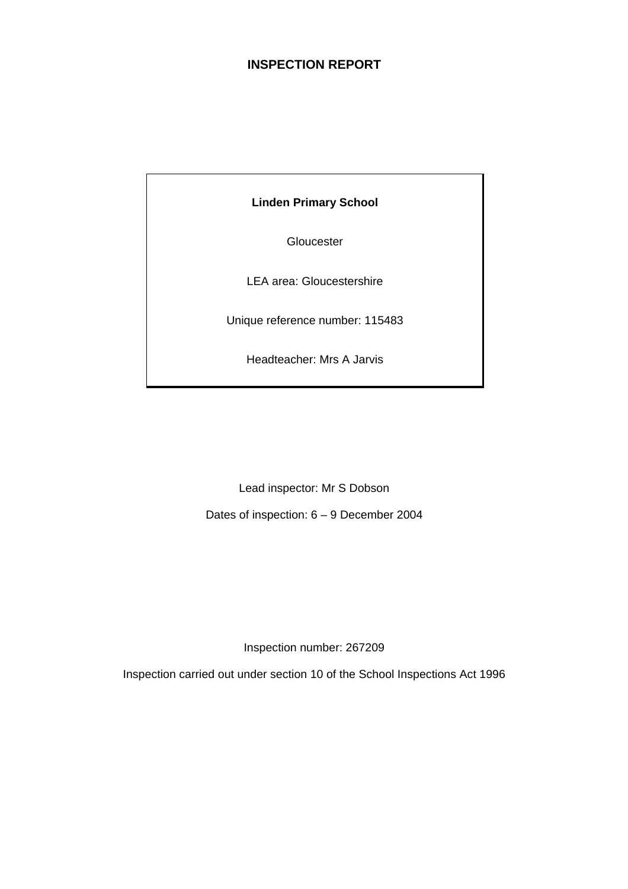# INSPECTION REPORT

**Linden Primary School**

Gloucester

LEA area: Gloucestershire

Unique reference number: 115483

Headteacher: Mrs A Jarvis

Lead inspector: Mr S Dobson

Dates of inspection: 6 – 9 December 2004

Inspection number: 267209

Inspection carried out under section 10 of the School Inspections Act 1996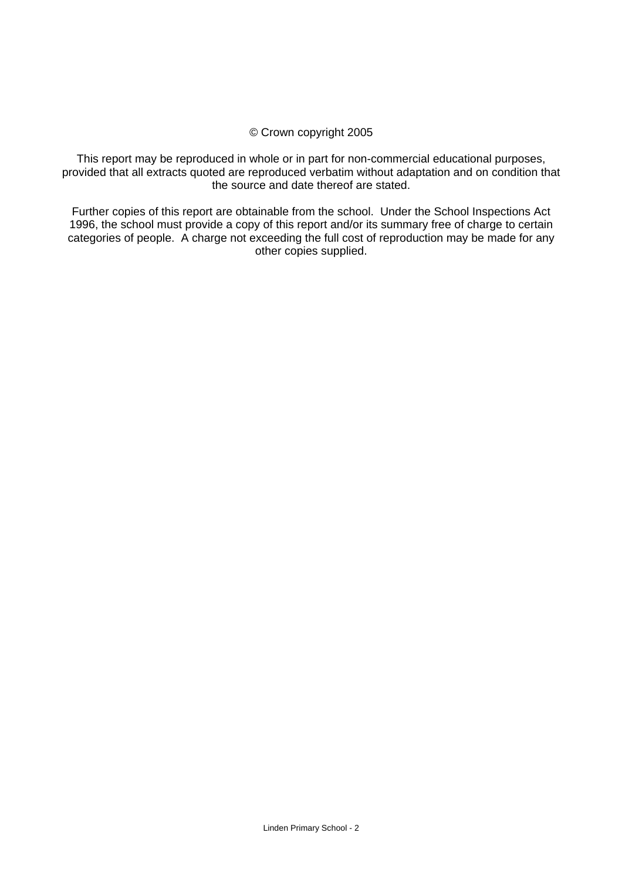© Crown copyright 2005

This report may be reproduced in whole or in part for non-commercial educational purposes, provided that all extracts quoted are reproduced verbatim without adaptation and on condition that the source and date thereof are stated.

Further copies of this report are obtainable from the school. Under the School Inspections Act 1996, the school must provide a copy of this report and/or its summary free of charge to certain categories of people. A charge not exceeding the full cost of reproduction may be made for any other copies supplied.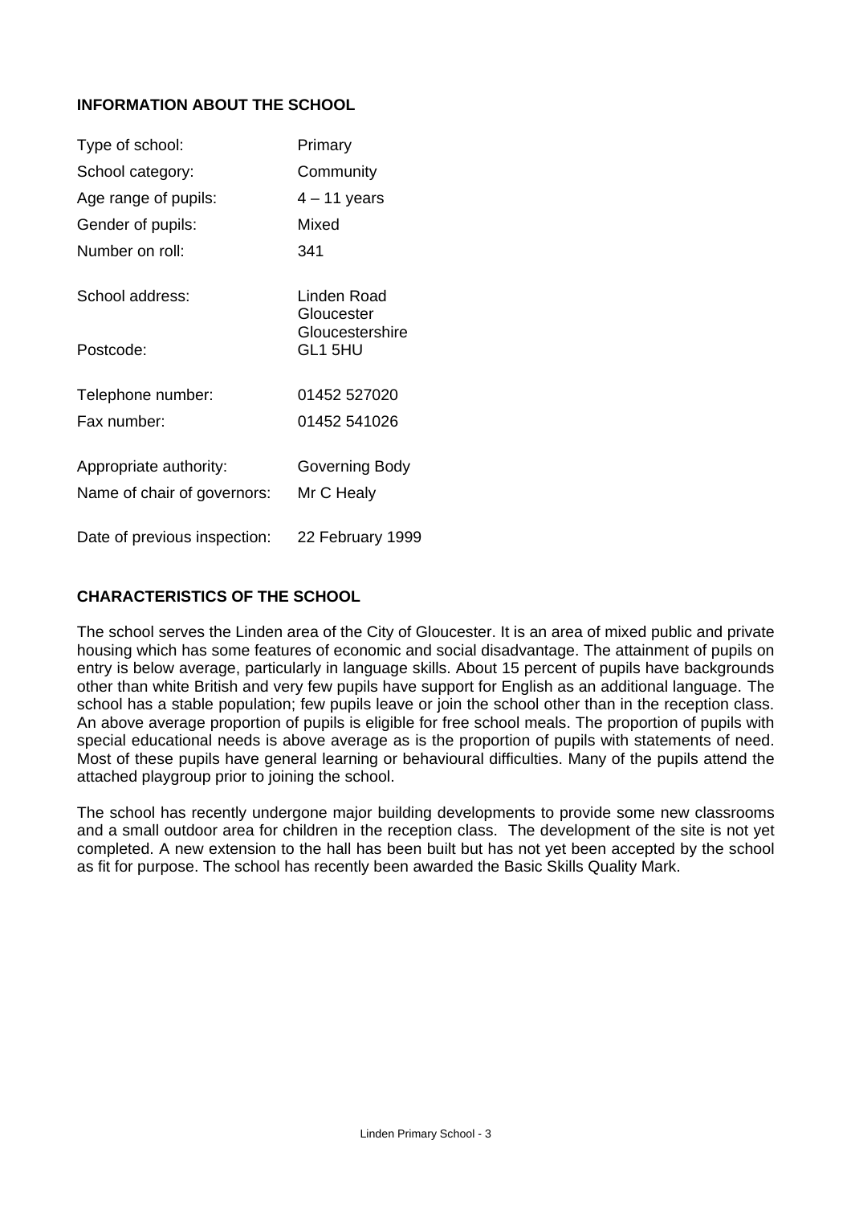## INFORMATION ABOUT THE SCHOOL

| | |
|---|---|
| Type of school: | Primary |
| School category: | Community |
| Age range of pupils: | 4 – 11 years |
| Gender of pupils: | Mixed |
| Number on roll: | 341 |
| School address: | Linden Road<br>Gloucester<br>Gloucestershire |
| Postcode: | GL1 5HU |
| Telephone number: | 01452 527020 |
| Fax number: | 01452 541026 |
| Appropriate authority: | Governing Body |
| Name of chair of governors: | Mr C Healy |
| Date of previous inspection: | 22 February 1999 |

## CHARACTERISTICS OF THE SCHOOL

The school serves the Linden area of the City of Gloucester. It is an area of mixed public and private housing which has some features of economic and social disadvantage. The attainment of pupils on entry is below average, particularly in language skills. About 15 percent of pupils have backgrounds other than white British and very few pupils have support for English as an additional language. The school has a stable population; few pupils leave or join the school other than in the reception class. An above average proportion of pupils is eligible for free school meals. The proportion of pupils with special educational needs is above average as is the proportion of pupils with statements of need. Most of these pupils have general learning or behavioural difficulties. Many of the pupils attend the attached playgroup prior to joining the school.

The school has recently undergone major building developments to provide some new classrooms and a small outdoor area for children in the reception class. The development of the site is not yet completed. A new extension to the hall has been built but has not yet been accepted by the school as fit for purpose. The school has recently been awarded the Basic Skills Quality Mark.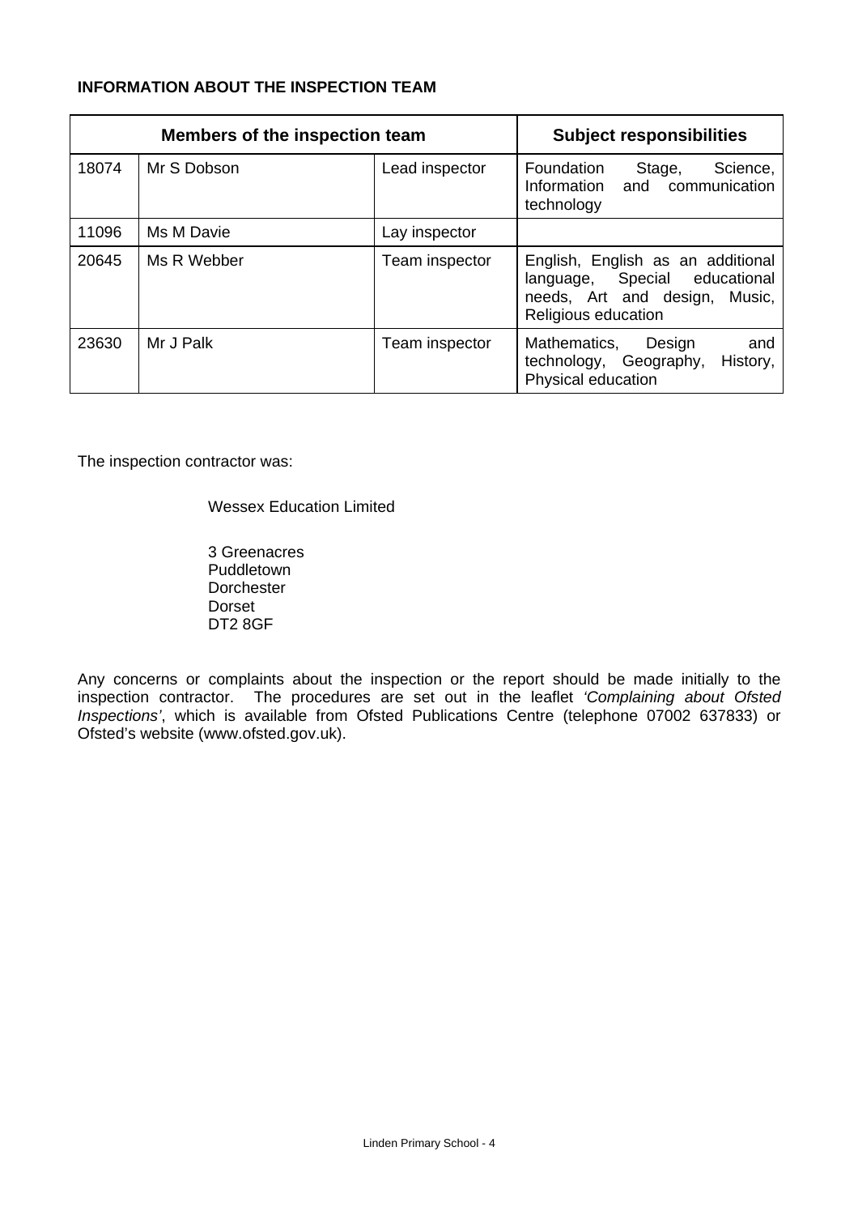**INFORMATION ABOUT THE INSPECTION TEAM**

| Members of the inspection team | | | Subject responsibilities |
|---|---|---|---|
| 18074 | Mr S Dobson | Lead inspector | Foundation Stage, Science, Information and communication technology |
| 11096 | Ms M Davie | Lay inspector | |
| 20645 | Ms R Webber | Team inspector | English, English as an additional language, Special educational needs, Art and design, Music, Religious education |
| 23630 | Mr J Palk | Team inspector | Mathematics, Design and technology, Geography, History, Physical education |

The inspection contractor was:

Wessex Education Limited

3 Greenacres
Puddletown
Dorchester
Dorset
DT2 8GF

Any concerns or complaints about the inspection or the report should be made initially to the inspection contractor. The procedures are set out in the leaflet *'Complaining about Ofsted Inspections'*, which is available from Ofsted Publications Centre (telephone 07002 637833) or Ofsted's website (www.ofsted.gov.uk).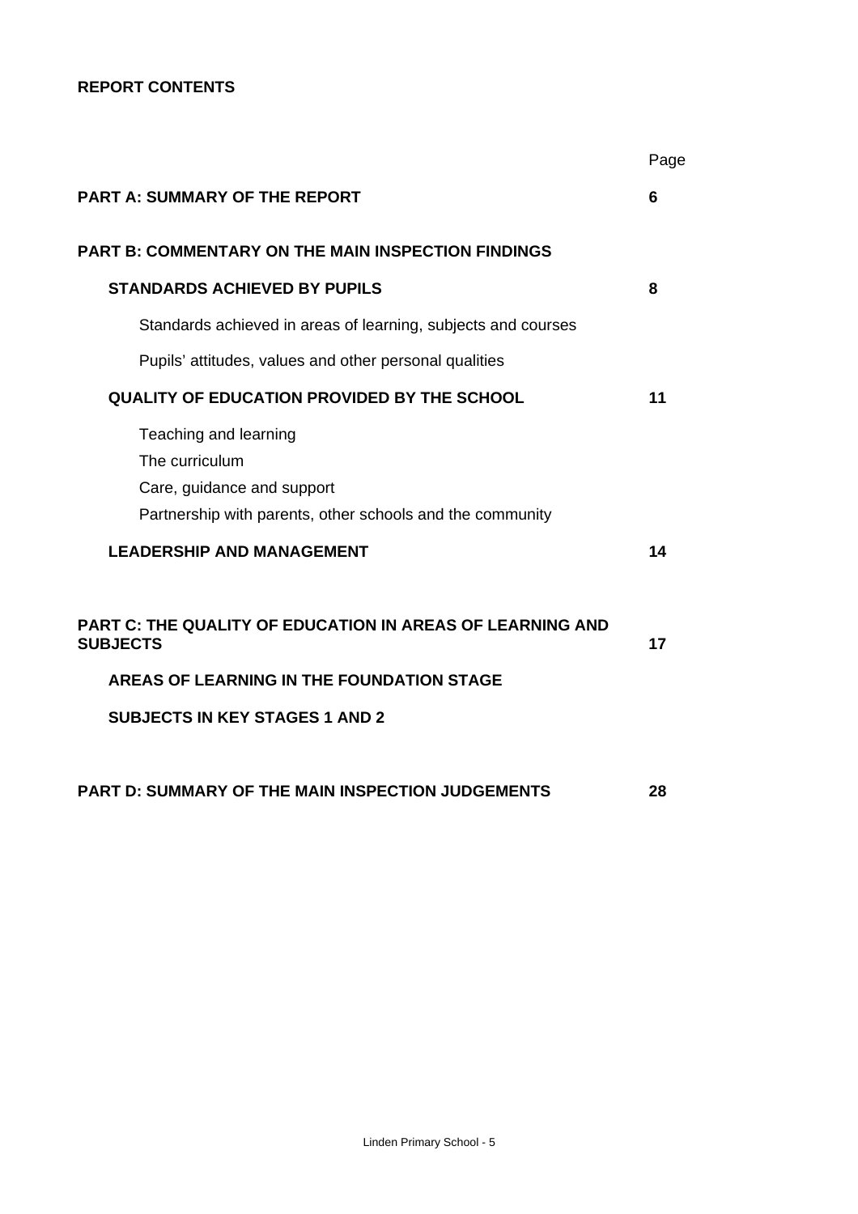**REPORT CONTENTS**

| | Page |
|---|---|
| **PART A: SUMMARY OF THE REPORT** | **6** |
| **PART B: COMMENTARY ON THE MAIN INSPECTION FINDINGS** | |
| **STANDARDS ACHIEVED BY PUPILS** | **8** |
| Standards achieved in areas of learning, subjects and courses | |
| Pupils' attitudes, values and other personal qualities | |
| **QUALITY OF EDUCATION PROVIDED BY THE SCHOOL** | **11** |
| Teaching and learning<br>The curriculum<br>Care, guidance and support<br>Partnership with parents, other schools and the community | |
| **LEADERSHIP AND MANAGEMENT** | **14** |
| **PART C: THE QUALITY OF EDUCATION IN AREAS OF LEARNING AND SUBJECTS** | **17** |
| **AREAS OF LEARNING IN THE FOUNDATION STAGE** | |
| **SUBJECTS IN KEY STAGES 1 AND 2** | |
| **PART D: SUMMARY OF THE MAIN INSPECTION JUDGEMENTS** | **28** |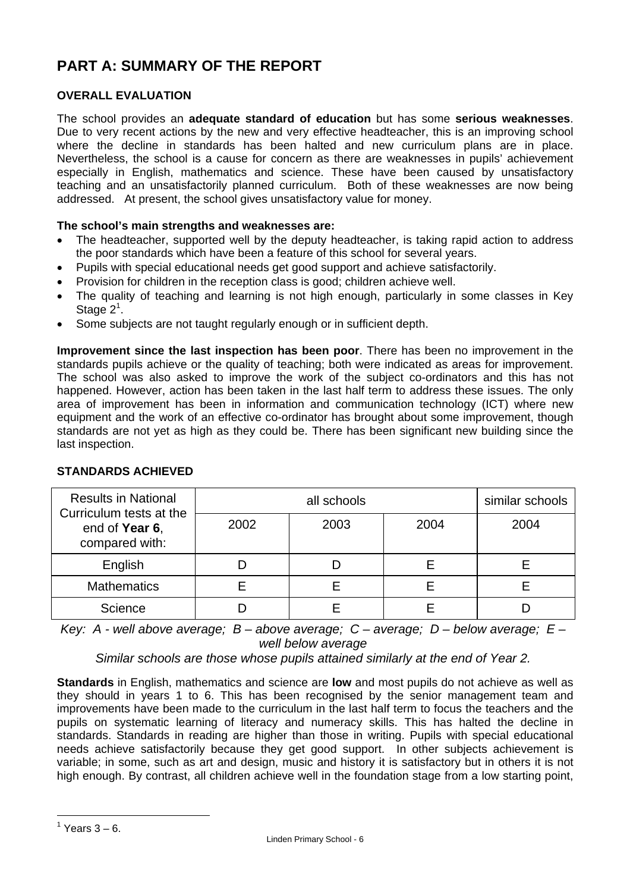# PART A: SUMMARY OF THE REPORT

## OVERALL EVALUATION

The school provides an **adequate standard of education** but has some **serious weaknesses**. Due to very recent actions by the new and very effective headteacher, this is an improving school where the decline in standards has been halted and new curriculum plans are in place. Nevertheless, the school is a cause for concern as there are weaknesses in pupils' achievement especially in English, mathematics and science. These have been caused by unsatisfactory teaching and an unsatisfactorily planned curriculum. Both of these weaknesses are now being addressed. At present, the school gives unsatisfactory value for money.

**The school's main strengths and weaknesses are:**

- The headteacher, supported well by the deputy headteacher, is taking rapid action to address the poor standards which have been a feature of this school for several years.
- Pupils with special educational needs get good support and achieve satisfactorily.
- Provision for children in the reception class is good; children achieve well.
- The quality of teaching and learning is not high enough, particularly in some classes in Key Stage 2[1].
- Some subjects are not taught regularly enough or in sufficient depth.

**Improvement since the last inspection has been poor**. There has been no improvement in the standards pupils achieve or the quality of teaching; both were indicated as areas for improvement. The school was also asked to improve the work of the subject co-ordinators and this has not happened. However, action has been taken in the last half term to address these issues. The only area of improvement has been in information and communication technology (ICT) where new equipment and the work of an effective co-ordinator has brought about some improvement, though standards are not yet as high as they could be. There has been significant new building since the last inspection.

## STANDARDS ACHIEVED

| Results in National Curriculum tests at the end of **Year 6**, compared with: | all schools | | | similar schools |
|---|---|---|---|---|
| | 2002 | 2003 | 2004 | 2004 |
| English | D | D | E | E |
| Mathematics | E | E | E | E |
| Science | D | E | E | D |

*Key: A - well above average; B – above average; C – average; D – below average; E – well below average*

*Similar schools are those whose pupils attained similarly at the end of Year 2.*

**Standards** in English, mathematics and science are **low** and most pupils do not achieve as well as they should in years 1 to 6. This has been recognised by the senior management team and improvements have been made to the curriculum in the last half term to focus the teachers and the pupils on systematic learning of literacy and numeracy skills. This has halted the decline in standards. Standards in reading are higher than those in writing. Pupils with special educational needs achieve satisfactorily because they get good support. In other subjects achievement is variable; in some, such as art and design, music and history it is satisfactory but in others it is not high enough. By contrast, all children achieve well in the foundation stage from a low starting point,

[1] Years 3 – 6.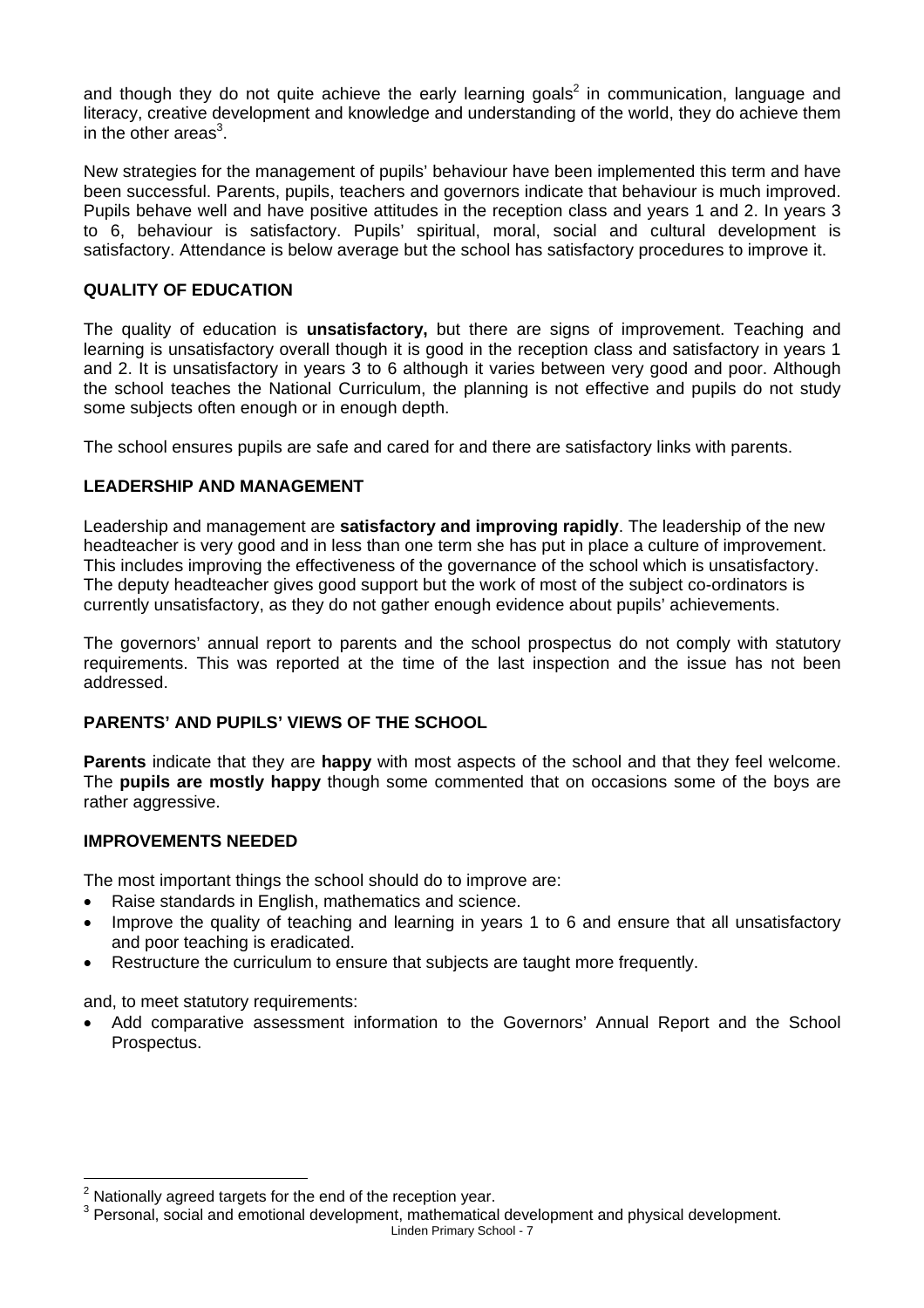and though they do not quite achieve the early learning goals[2] in communication, language and literacy, creative development and knowledge and understanding of the world, they do achieve them in the other areas[3].

New strategies for the management of pupils' behaviour have been implemented this term and have been successful. Parents, pupils, teachers and governors indicate that behaviour is much improved. Pupils behave well and have positive attitudes in the reception class and years 1 and 2. In years 3 to 6, behaviour is satisfactory. Pupils' spiritual, moral, social and cultural development is satisfactory. Attendance is below average but the school has satisfactory procedures to improve it.

**QUALITY OF EDUCATION**

The quality of education is **unsatisfactory,** but there are signs of improvement. Teaching and learning is unsatisfactory overall though it is good in the reception class and satisfactory in years 1 and 2. It is unsatisfactory in years 3 to 6 although it varies between very good and poor. Although the school teaches the National Curriculum, the planning is not effective and pupils do not study some subjects often enough or in enough depth.

The school ensures pupils are safe and cared for and there are satisfactory links with parents.

**LEADERSHIP AND MANAGEMENT**

Leadership and management are **satisfactory and improving rapidly**. The leadership of the new headteacher is very good and in less than one term she has put in place a culture of improvement. This includes improving the effectiveness of the governance of the school which is unsatisfactory. The deputy headteacher gives good support but the work of most of the subject co-ordinators is currently unsatisfactory, as they do not gather enough evidence about pupils' achievements.

The governors' annual report to parents and the school prospectus do not comply with statutory requirements. This was reported at the time of the last inspection and the issue has not been addressed.

**PARENTS' AND PUPILS' VIEWS OF THE SCHOOL**

**Parents** indicate that they are **happy** with most aspects of the school and that they feel welcome. The **pupils are mostly happy** though some commented that on occasions some of the boys are rather aggressive.

**IMPROVEMENTS NEEDED**

The most important things the school should do to improve are:

- Raise standards in English, mathematics and science.
- Improve the quality of teaching and learning in years 1 to 6 and ensure that all unsatisfactory and poor teaching is eradicated.
- Restructure the curriculum to ensure that subjects are taught more frequently.

and, to meet statutory requirements:

- Add comparative assessment information to the Governors' Annual Report and the School Prospectus.

---

[2] Nationally agreed targets for the end of the reception year.

[3] Personal, social and emotional development, mathematical development and physical development.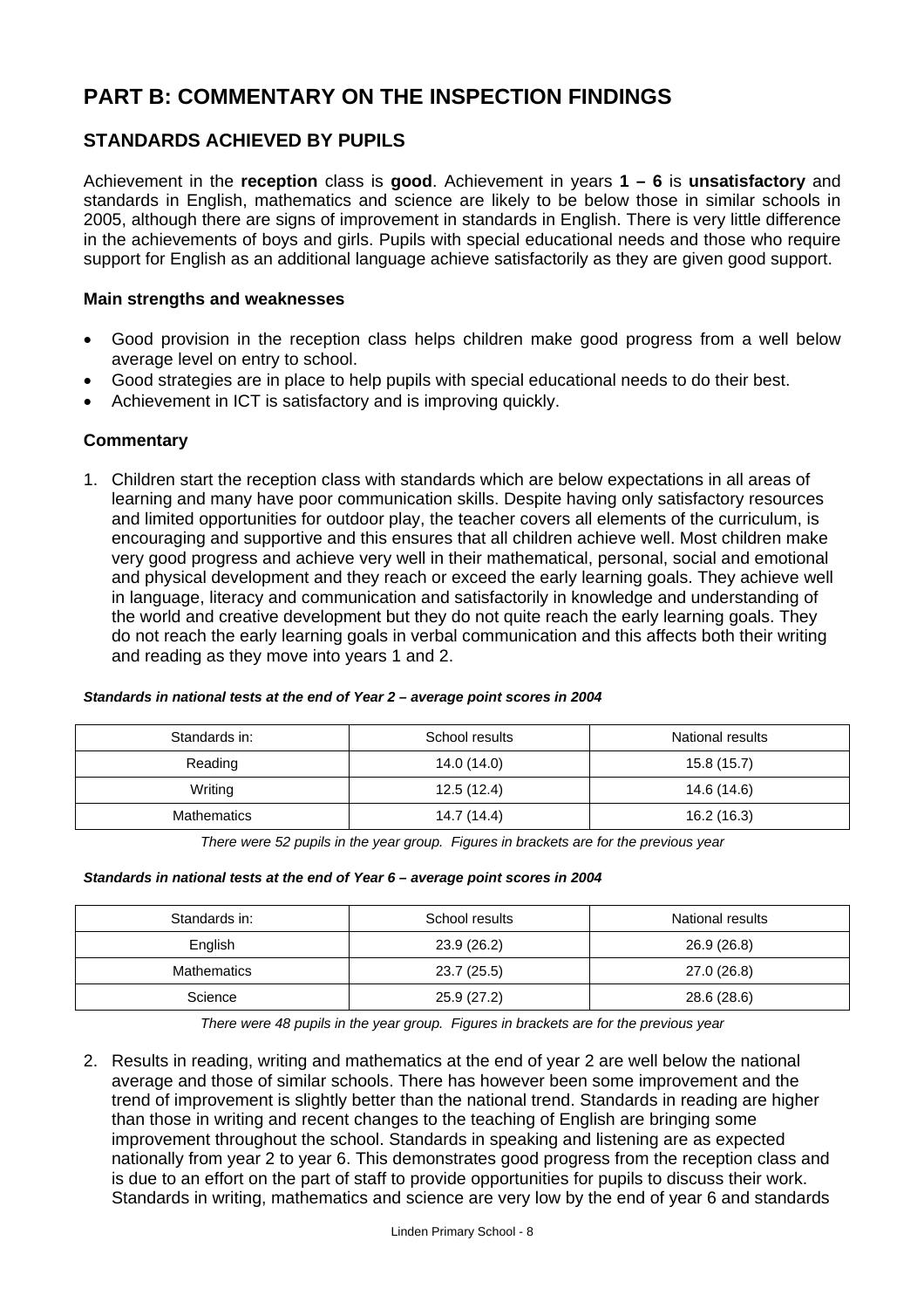# PART B: COMMENTARY ON THE INSPECTION FINDINGS

## STANDARDS ACHIEVED BY PUPILS

Achievement in the **reception** class is **good**. Achievement in years **1 – 6** is **unsatisfactory** and standards in English, mathematics and science are likely to be below those in similar schools in 2005, although there are signs of improvement in standards in English. There is very little difference in the achievements of boys and girls. Pupils with special educational needs and those who require support for English as an additional language achieve satisfactorily as they are given good support.

### Main strengths and weaknesses

- Good provision in the reception class helps children make good progress from a well below average level on entry to school.
- Good strategies are in place to help pupils with special educational needs to do their best.
- Achievement in ICT is satisfactory and is improving quickly.

### Commentary

1. Children start the reception class with standards which are below expectations in all areas of learning and many have poor communication skills. Despite having only satisfactory resources and limited opportunities for outdoor play, the teacher covers all elements of the curriculum, is encouraging and supportive and this ensures that all children achieve well. Most children make very good progress and achieve very well in their mathematical, personal, social and emotional and physical development and they reach or exceed the early learning goals. They achieve well in language, literacy and communication and satisfactorily in knowledge and understanding of the world and creative development but they do not quite reach the early learning goals. They do not reach the early learning goals in verbal communication and this affects both their writing and reading as they move into years 1 and 2.

***Standards in national tests at the end of Year 2 – average point scores in 2004***

| Standards in: | School results | National results |
|---|---|---|
| Reading | 14.0 (14.0) | 15.8 (15.7) |
| Writing | 12.5 (12.4) | 14.6 (14.6) |
| Mathematics | 14.7 (14.4) | 16.2 (16.3) |

*There were 52 pupils in the year group. Figures in brackets are for the previous year*

***Standards in national tests at the end of Year 6 – average point scores in 2004***

| Standards in: | School results | National results |
|---|---|---|
| English | 23.9 (26.2) | 26.9 (26.8) |
| Mathematics | 23.7 (25.5) | 27.0 (26.8) |
| Science | 25.9 (27.2) | 28.6 (28.6) |

*There were 48 pupils in the year group. Figures in brackets are for the previous year*

2. Results in reading, writing and mathematics at the end of year 2 are well below the national average and those of similar schools. There has however been some improvement and the trend of improvement is slightly better than the national trend. Standards in reading are higher than those in writing and recent changes to the teaching of English are bringing some improvement throughout the school. Standards in speaking and listening are as expected nationally from year 2 to year 6. This demonstrates good progress from the reception class and is due to an effort on the part of staff to provide opportunities for pupils to discuss their work. Standards in writing, mathematics and science are very low by the end of year 6 and standards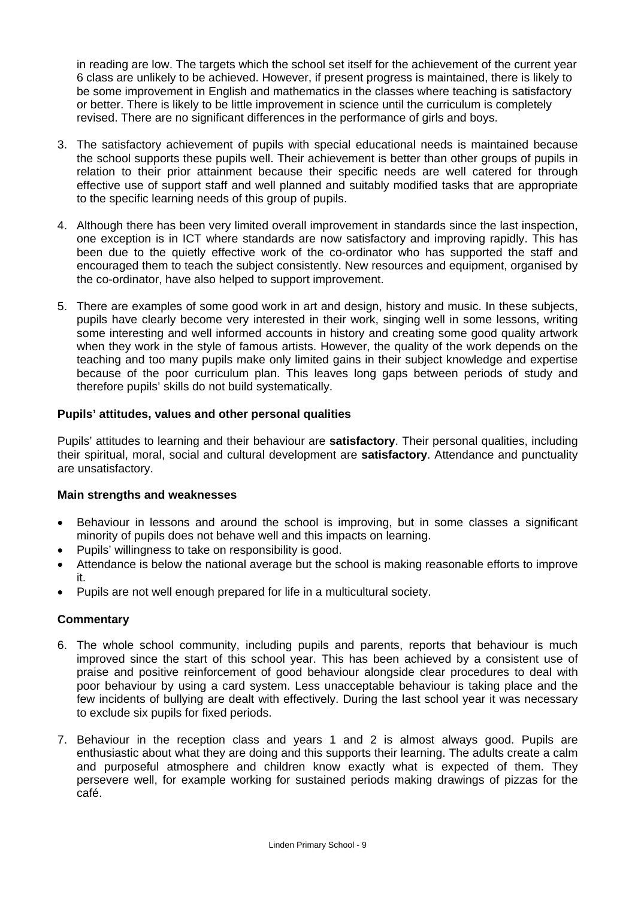in reading are low. The targets which the school set itself for the achievement of the current year 6 class are unlikely to be achieved. However, if present progress is maintained, there is likely to be some improvement in English and mathematics in the classes where teaching is satisfactory or better. There is likely to be little improvement in science until the curriculum is completely revised. There are no significant differences in the performance of girls and boys.

3. The satisfactory achievement of pupils with special educational needs is maintained because the school supports these pupils well. Their achievement is better than other groups of pupils in relation to their prior attainment because their specific needs are well catered for through effective use of support staff and well planned and suitably modified tasks that are appropriate to the specific learning needs of this group of pupils.

4. Although there has been very limited overall improvement in standards since the last inspection, one exception is in ICT where standards are now satisfactory and improving rapidly. This has been due to the quietly effective work of the co-ordinator who has supported the staff and encouraged them to teach the subject consistently. New resources and equipment, organised by the co-ordinator, have also helped to support improvement.

5. There are examples of some good work in art and design, history and music. In these subjects, pupils have clearly become very interested in their work, singing well in some lessons, writing some interesting and well informed accounts in history and creating some good quality artwork when they work in the style of famous artists. However, the quality of the work depends on the teaching and too many pupils make only limited gains in their subject knowledge and expertise because of the poor curriculum plan. This leaves long gaps between periods of study and therefore pupils' skills do not build systematically.

### Pupils' attitudes, values and other personal qualities

Pupils' attitudes to learning and their behaviour are **satisfactory**. Their personal qualities, including their spiritual, moral, social and cultural development are **satisfactory**. Attendance and punctuality are unsatisfactory.

#### Main strengths and weaknesses

- Behaviour in lessons and around the school is improving, but in some classes a significant minority of pupils does not behave well and this impacts on learning.
- Pupils' willingness to take on responsibility is good.
- Attendance is below the national average but the school is making reasonable efforts to improve it.
- Pupils are not well enough prepared for life in a multicultural society.

#### Commentary

6. The whole school community, including pupils and parents, reports that behaviour is much improved since the start of this school year. This has been achieved by a consistent use of praise and positive reinforcement of good behaviour alongside clear procedures to deal with poor behaviour by using a card system. Less unacceptable behaviour is taking place and the few incidents of bullying are dealt with effectively. During the last school year it was necessary to exclude six pupils for fixed periods.

7. Behaviour in the reception class and years 1 and 2 is almost always good. Pupils are enthusiastic about what they are doing and this supports their learning. The adults create a calm and purposeful atmosphere and children know exactly what is expected of them. They persevere well, for example working for sustained periods making drawings of pizzas for the café.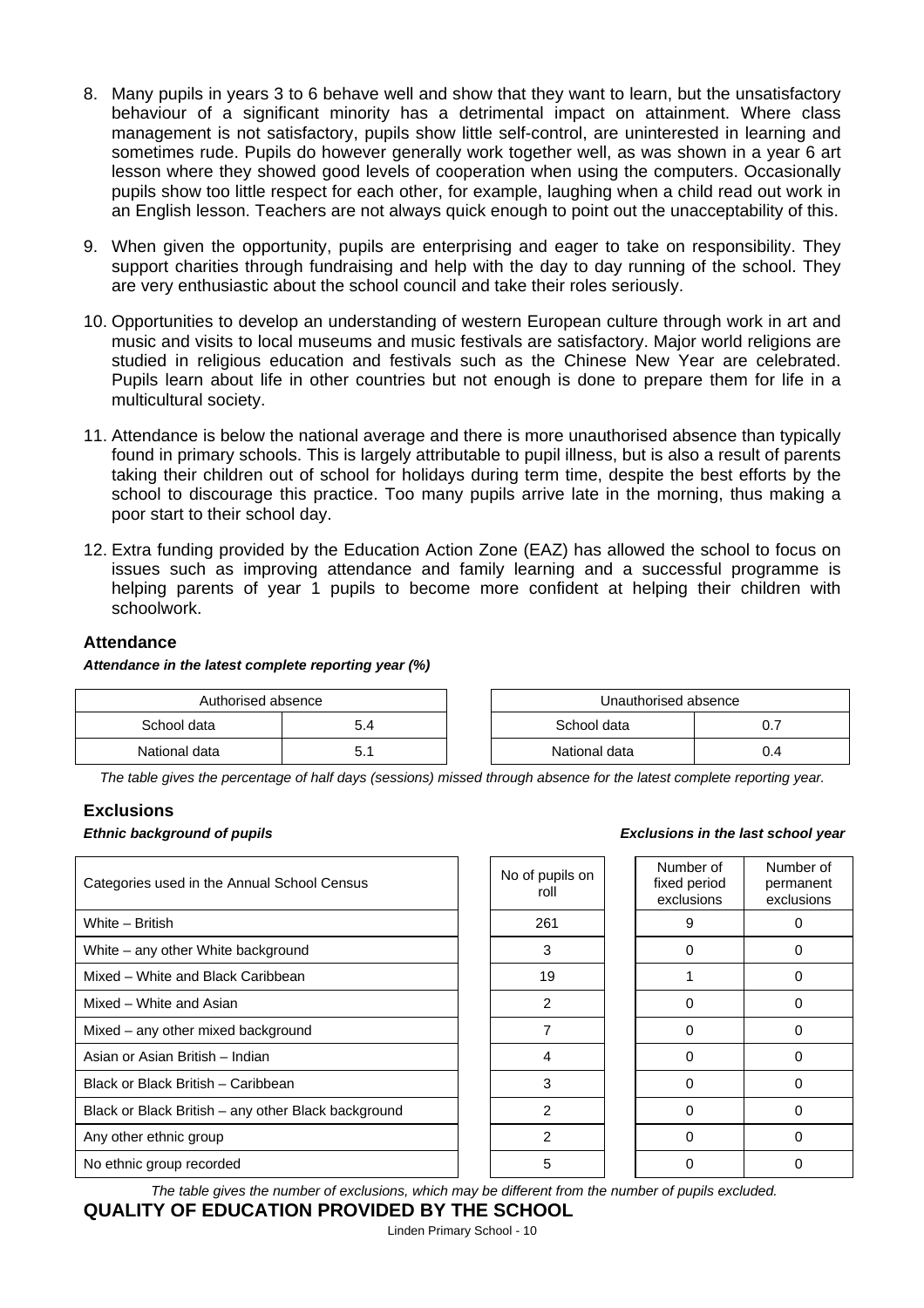8. Many pupils in years 3 to 6 behave well and show that they want to learn, but the unsatisfactory behaviour of a significant minority has a detrimental impact on attainment. Where class management is not satisfactory, pupils show little self-control, are uninterested in learning and sometimes rude. Pupils do however generally work together well, as was shown in a year 6 art lesson where they showed good levels of cooperation when using the computers. Occasionally pupils show too little respect for each other, for example, laughing when a child read out work in an English lesson. Teachers are not always quick enough to point out the unacceptability of this.

9. When given the opportunity, pupils are enterprising and eager to take on responsibility. They support charities through fundraising and help with the day to day running of the school. They are very enthusiastic about the school council and take their roles seriously.

10. Opportunities to develop an understanding of western European culture through work in art and music and visits to local museums and music festivals are satisfactory. Major world religions are studied in religious education and festivals such as the Chinese New Year are celebrated. Pupils learn about life in other countries but not enough is done to prepare them for life in a multicultural society.

11. Attendance is below the national average and there is more unauthorised absence than typically found in primary schools. This is largely attributable to pupil illness, but is also a result of parents taking their children out of school for holidays during term time, despite the best efforts by the school to discourage this practice. Too many pupils arrive late in the morning, thus making a poor start to their school day.

12. Extra funding provided by the Education Action Zone (EAZ) has allowed the school to focus on issues such as improving attendance and family learning and a successful programme is helping parents of year 1 pupils to become more confident at helping their children with schoolwork.

### Attendance

***Attendance in the latest complete reporting year (%)***

| Authorised absence | | | Unauthorised absence | |
|---|---|---|---|---|
| School data | 5.4 | | School data | 0.7 |
| National data | 5.1 | | National data | 0.4 |

*The table gives the percentage of half days (sessions) missed through absence for the latest complete reporting year.*

### Exclusions

***Ethnic background of pupils*** — ***Exclusions in the last school year***

| Categories used in the Annual School Census | No of pupils on roll | Number of fixed period exclusions | Number of permanent exclusions |
|---|---|---|---|
| White – British | 261 | 9 | 0 |
| White – any other White background | 3 | 0 | 0 |
| Mixed – White and Black Caribbean | 19 | 1 | 0 |
| Mixed – White and Asian | 2 | 0 | 0 |
| Mixed – any other mixed background | 7 | 0 | 0 |
| Asian or Asian British – Indian | 4 | 0 | 0 |
| Black or Black British – Caribbean | 3 | 0 | 0 |
| Black or Black British – any other Black background | 2 | 0 | 0 |
| Any other ethnic group | 2 | 0 | 0 |
| No ethnic group recorded | 5 | 0 | 0 |

*The table gives the number of exclusions, which may be different from the number of pupils excluded.*

## QUALITY OF EDUCATION PROVIDED BY THE SCHOOL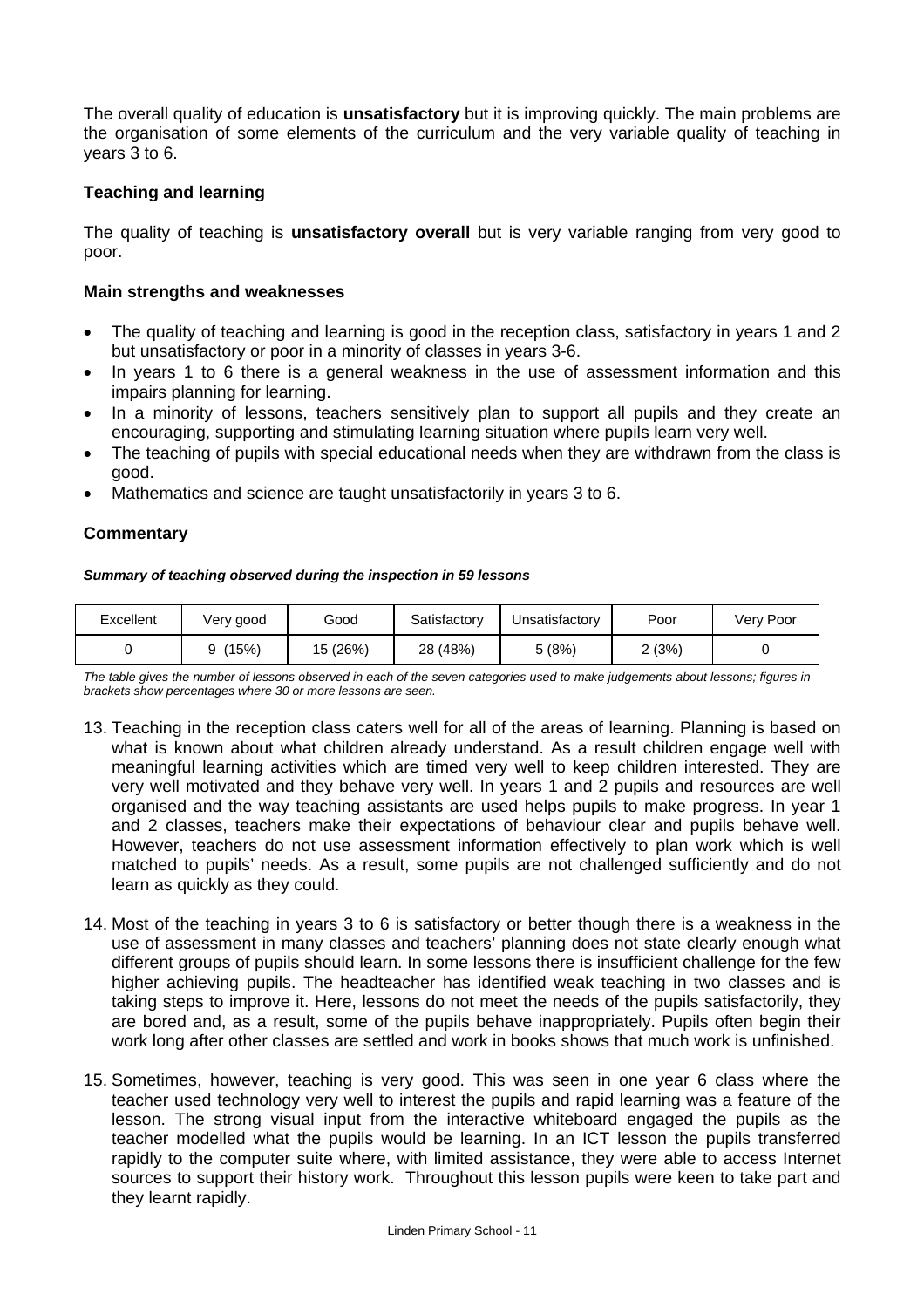The overall quality of education is **unsatisfactory** but it is improving quickly. The main problems are the organisation of some elements of the curriculum and the very variable quality of teaching in years 3 to 6.

### Teaching and learning

The quality of teaching is **unsatisfactory overall** but is very variable ranging from very good to poor.

#### Main strengths and weaknesses

- The quality of teaching and learning is good in the reception class, satisfactory in years 1 and 2 but unsatisfactory or poor in a minority of classes in years 3-6.
- In years 1 to 6 there is a general weakness in the use of assessment information and this impairs planning for learning.
- In a minority of lessons, teachers sensitively plan to support all pupils and they create an encouraging, supporting and stimulating learning situation where pupils learn very well.
- The teaching of pupils with special educational needs when they are withdrawn from the class is good.
- Mathematics and science are taught unsatisfactorily in years 3 to 6.

#### Commentary

***Summary of teaching observed during the inspection in 59 lessons***

| Excellent | Very good | Good | Satisfactory | Unsatisfactory | Poor | Very Poor |
|---|---|---|---|---|---|---|
| 0 | 9 (15%) | 15 (26%) | 28 (48%) | 5 (8%) | 2 (3%) | 0 |

*The table gives the number of lessons observed in each of the seven categories used to make judgements about lessons; figures in brackets show percentages where 30 or more lessons are seen.*

13. Teaching in the reception class caters well for all of the areas of learning. Planning is based on what is known about what children already understand. As a result children engage well with meaningful learning activities which are timed very well to keep children interested. They are very well motivated and they behave very well. In years 1 and 2 pupils and resources are well organised and the way teaching assistants are used helps pupils to make progress. In year 1 and 2 classes, teachers make their expectations of behaviour clear and pupils behave well. However, teachers do not use assessment information effectively to plan work which is well matched to pupils' needs. As a result, some pupils are not challenged sufficiently and do not learn as quickly as they could.

14. Most of the teaching in years 3 to 6 is satisfactory or better though there is a weakness in the use of assessment in many classes and teachers' planning does not state clearly enough what different groups of pupils should learn. In some lessons there is insufficient challenge for the few higher achieving pupils. The headteacher has identified weak teaching in two classes and is taking steps to improve it. Here, lessons do not meet the needs of the pupils satisfactorily, they are bored and, as a result, some of the pupils behave inappropriately. Pupils often begin their work long after other classes are settled and work in books shows that much work is unfinished.

15. Sometimes, however, teaching is very good. This was seen in one year 6 class where the teacher used technology very well to interest the pupils and rapid learning was a feature of the lesson. The strong visual input from the interactive whiteboard engaged the pupils as the teacher modelled what the pupils would be learning. In an ICT lesson the pupils transferred rapidly to the computer suite where, with limited assistance, they were able to access Internet sources to support their history work. Throughout this lesson pupils were keen to take part and they learnt rapidly.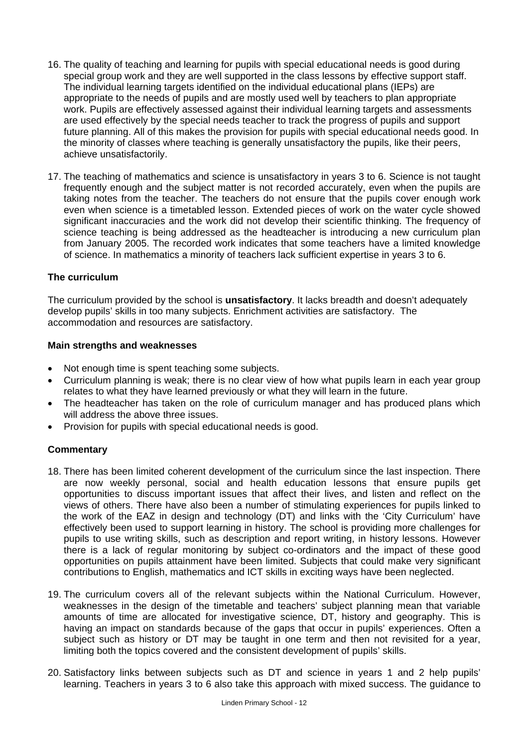16. The quality of teaching and learning for pupils with special educational needs is good during special group work and they are well supported in the class lessons by effective support staff. The individual learning targets identified on the individual educational plans (IEPs) are appropriate to the needs of pupils and are mostly used well by teachers to plan appropriate work. Pupils are effectively assessed against their individual learning targets and assessments are used effectively by the special needs teacher to track the progress of pupils and support future planning. All of this makes the provision for pupils with special educational needs good. In the minority of classes where teaching is generally unsatisfactory the pupils, like their peers, achieve unsatisfactorily.

17. The teaching of mathematics and science is unsatisfactory in years 3 to 6. Science is not taught frequently enough and the subject matter is not recorded accurately, even when the pupils are taking notes from the teacher. The teachers do not ensure that the pupils cover enough work even when science is a timetabled lesson. Extended pieces of work on the water cycle showed significant inaccuracies and the work did not develop their scientific thinking. The frequency of science teaching is being addressed as the headteacher is introducing a new curriculum plan from January 2005. The recorded work indicates that some teachers have a limited knowledge of science. In mathematics a minority of teachers lack sufficient expertise in years 3 to 6.

### The curriculum

The curriculum provided by the school is **unsatisfactory**. It lacks breadth and doesn't adequately develop pupils' skills in too many subjects. Enrichment activities are satisfactory. The accommodation and resources are satisfactory.

#### Main strengths and weaknesses

- Not enough time is spent teaching some subjects.
- Curriculum planning is weak; there is no clear view of how what pupils learn in each year group relates to what they have learned previously or what they will learn in the future.
- The headteacher has taken on the role of curriculum manager and has produced plans which will address the above three issues.
- Provision for pupils with special educational needs is good.

#### Commentary

18. There has been limited coherent development of the curriculum since the last inspection. There are now weekly personal, social and health education lessons that ensure pupils get opportunities to discuss important issues that affect their lives, and listen and reflect on the views of others. There have also been a number of stimulating experiences for pupils linked to the work of the EAZ in design and technology (DT) and links with the 'City Curriculum' have effectively been used to support learning in history. The school is providing more challenges for pupils to use writing skills, such as description and report writing, in history lessons. However there is a lack of regular monitoring by subject co-ordinators and the impact of these good opportunities on pupils attainment have been limited. Subjects that could make very significant contributions to English, mathematics and ICT skills in exciting ways have been neglected.

19. The curriculum covers all of the relevant subjects within the National Curriculum. However, weaknesses in the design of the timetable and teachers' subject planning mean that variable amounts of time are allocated for investigative science, DT, history and geography. This is having an impact on standards because of the gaps that occur in pupils' experiences. Often a subject such as history or DT may be taught in one term and then not revisited for a year, limiting both the topics covered and the consistent development of pupils' skills.

20. Satisfactory links between subjects such as DT and science in years 1 and 2 help pupils' learning. Teachers in years 3 to 6 also take this approach with mixed success. The guidance to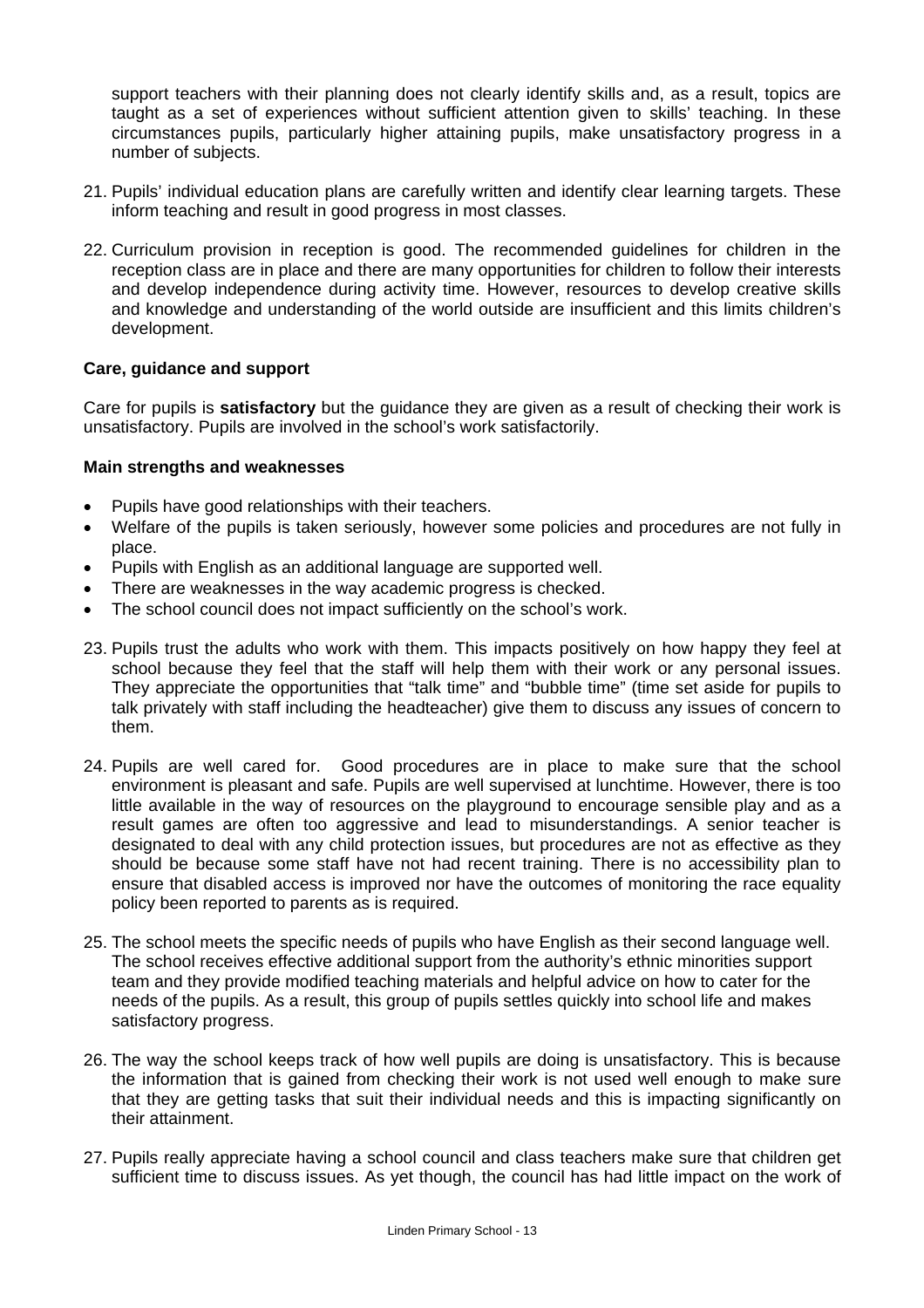support teachers with their planning does not clearly identify skills and, as a result, topics are taught as a set of experiences without sufficient attention given to skills' teaching. In these circumstances pupils, particularly higher attaining pupils, make unsatisfactory progress in a number of subjects.

21. Pupils' individual education plans are carefully written and identify clear learning targets. These inform teaching and result in good progress in most classes.

22. Curriculum provision in reception is good. The recommended guidelines for children in the reception class are in place and there are many opportunities for children to follow their interests and develop independence during activity time. However, resources to develop creative skills and knowledge and understanding of the world outside are insufficient and this limits children's development.

### Care, guidance and support

Care for pupils is **satisfactory** but the guidance they are given as a result of checking their work is unsatisfactory. Pupils are involved in the school's work satisfactorily.

#### Main strengths and weaknesses

- Pupils have good relationships with their teachers.
- Welfare of the pupils is taken seriously, however some policies and procedures are not fully in place.
- Pupils with English as an additional language are supported well.
- There are weaknesses in the way academic progress is checked.
- The school council does not impact sufficiently on the school's work.

23. Pupils trust the adults who work with them. This impacts positively on how happy they feel at school because they feel that the staff will help them with their work or any personal issues. They appreciate the opportunities that "talk time" and "bubble time" (time set aside for pupils to talk privately with staff including the headteacher) give them to discuss any issues of concern to them.

24. Pupils are well cared for. Good procedures are in place to make sure that the school environment is pleasant and safe. Pupils are well supervised at lunchtime. However, there is too little available in the way of resources on the playground to encourage sensible play and as a result games are often too aggressive and lead to misunderstandings. A senior teacher is designated to deal with any child protection issues, but procedures are not as effective as they should be because some staff have not had recent training. There is no accessibility plan to ensure that disabled access is improved nor have the outcomes of monitoring the race equality policy been reported to parents as is required.

25. The school meets the specific needs of pupils who have English as their second language well. The school receives effective additional support from the authority's ethnic minorities support team and they provide modified teaching materials and helpful advice on how to cater for the needs of the pupils. As a result, this group of pupils settles quickly into school life and makes satisfactory progress.

26. The way the school keeps track of how well pupils are doing is unsatisfactory. This is because the information that is gained from checking their work is not used well enough to make sure that they are getting tasks that suit their individual needs and this is impacting significantly on their attainment.

27. Pupils really appreciate having a school council and class teachers make sure that children get sufficient time to discuss issues. As yet though, the council has had little impact on the work of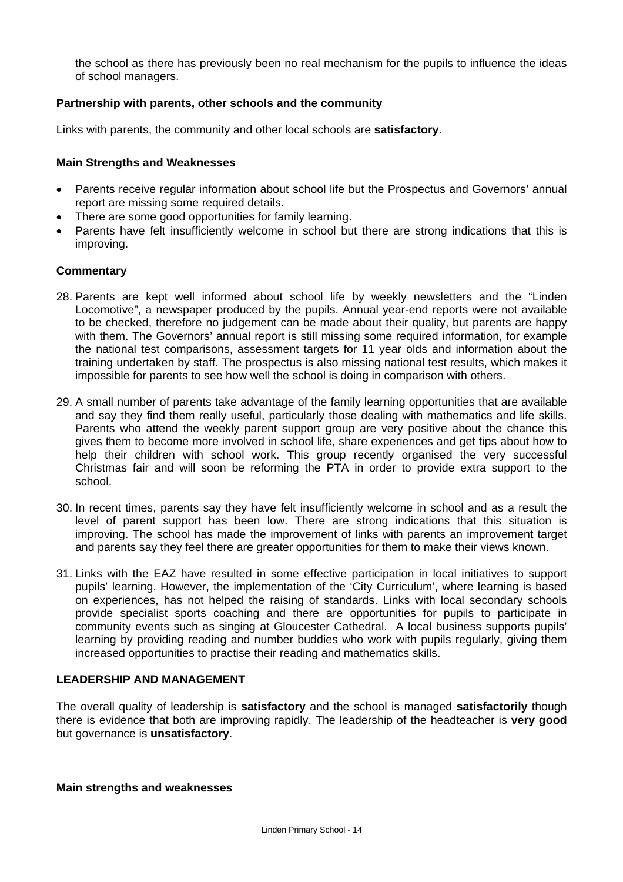the school as there has previously been no real mechanism for the pupils to influence the ideas of school managers.

### Partnership with parents, other schools and the community

Links with parents, the community and other local schools are **satisfactory**.

#### Main Strengths and Weaknesses

- Parents receive regular information about school life but the Prospectus and Governors' annual report are missing some required details.
- There are some good opportunities for family learning.
- Parents have felt insufficiently welcome in school but there are strong indications that this is improving.

#### Commentary

28. Parents are kept well informed about school life by weekly newsletters and the "Linden Locomotive", a newspaper produced by the pupils. Annual year-end reports were not available to be checked, therefore no judgement can be made about their quality, but parents are happy with them. The Governors' annual report is still missing some required information, for example the national test comparisons, assessment targets for 11 year olds and information about the training undertaken by staff. The prospectus is also missing national test results, which makes it impossible for parents to see how well the school is doing in comparison with others.

29. A small number of parents take advantage of the family learning opportunities that are available and say they find them really useful, particularly those dealing with mathematics and life skills. Parents who attend the weekly parent support group are very positive about the chance this gives them to become more involved in school life, share experiences and get tips about how to help their children with school work. This group recently organised the very successful Christmas fair and will soon be reforming the PTA in order to provide extra support to the school.

30. In recent times, parents say they have felt insufficiently welcome in school and as a result the level of parent support has been low. There are strong indications that this situation is improving. The school has made the improvement of links with parents an improvement target and parents say they feel there are greater opportunities for them to make their views known.

31. Links with the EAZ have resulted in some effective participation in local initiatives to support pupils' learning. However, the implementation of the 'City Curriculum', where learning is based on experiences, has not helped the raising of standards. Links with local secondary schools provide specialist sports coaching and there are opportunities for pupils to participate in community events such as singing at Gloucester Cathedral. A local business supports pupils' learning by providing reading and number buddies who work with pupils regularly, giving them increased opportunities to practise their reading and mathematics skills.

## LEADERSHIP AND MANAGEMENT

The overall quality of leadership is **satisfactory** and the school is managed **satisfactorily** though there is evidence that both are improving rapidly. The leadership of the headteacher is **very good** but governance is **unsatisfactory**.

#### Main strengths and weaknesses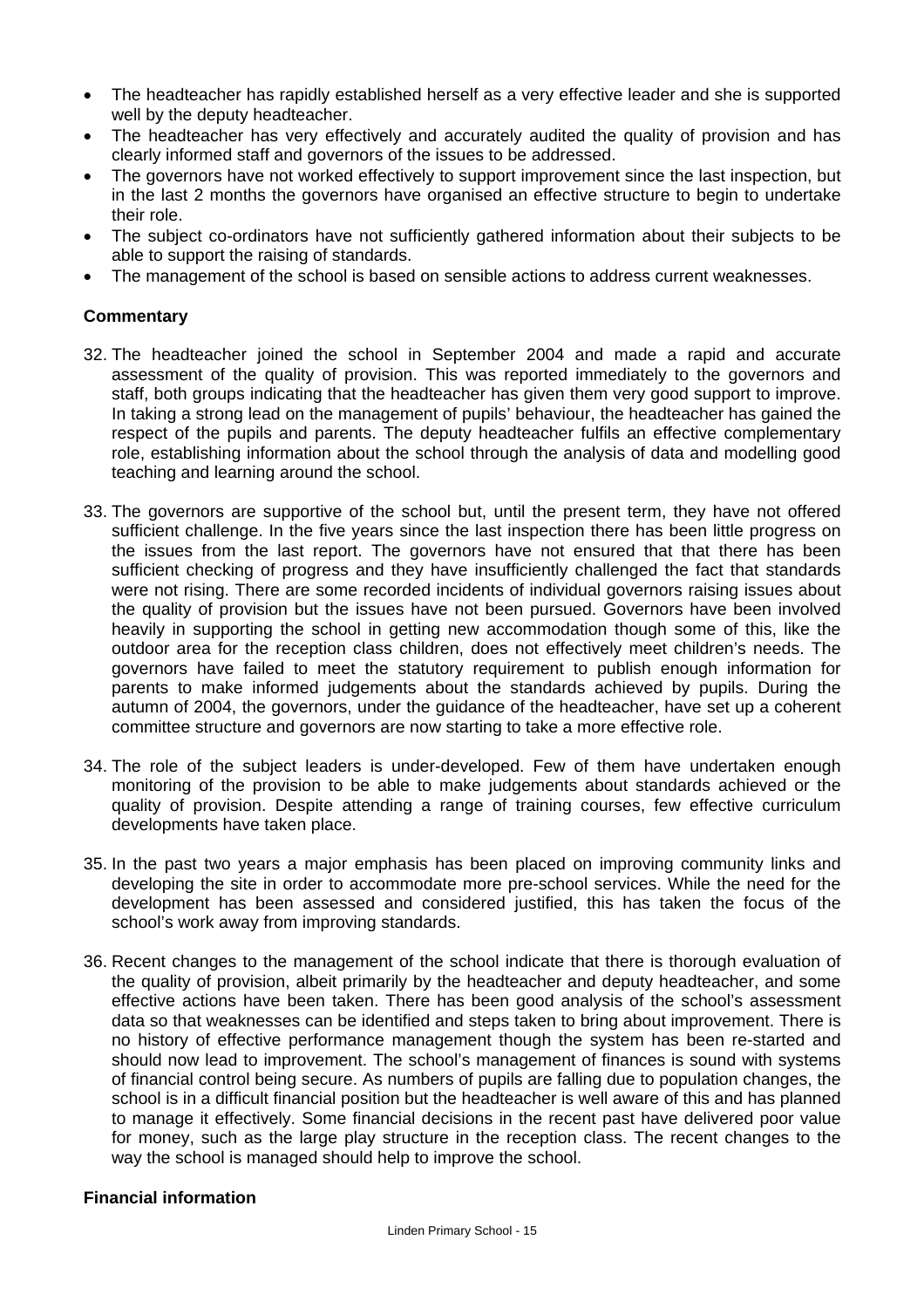- The headteacher has rapidly established herself as a very effective leader and she is supported well by the deputy headteacher.
- The headteacher has very effectively and accurately audited the quality of provision and has clearly informed staff and governors of the issues to be addressed.
- The governors have not worked effectively to support improvement since the last inspection, but in the last 2 months the governors have organised an effective structure to begin to undertake their role.
- The subject co-ordinators have not sufficiently gathered information about their subjects to be able to support the raising of standards.
- The management of the school is based on sensible actions to address current weaknesses.

**Commentary**

32. The headteacher joined the school in September 2004 and made a rapid and accurate assessment of the quality of provision. This was reported immediately to the governors and staff, both groups indicating that the headteacher has given them very good support to improve. In taking a strong lead on the management of pupils' behaviour, the headteacher has gained the respect of the pupils and parents. The deputy headteacher fulfils an effective complementary role, establishing information about the school through the analysis of data and modelling good teaching and learning around the school.

33. The governors are supportive of the school but, until the present term, they have not offered sufficient challenge. In the five years since the last inspection there has been little progress on the issues from the last report. The governors have not ensured that that there has been sufficient checking of progress and they have insufficiently challenged the fact that standards were not rising. There are some recorded incidents of individual governors raising issues about the quality of provision but the issues have not been pursued. Governors have been involved heavily in supporting the school in getting new accommodation though some of this, like the outdoor area for the reception class children, does not effectively meet children's needs. The governors have failed to meet the statutory requirement to publish enough information for parents to make informed judgements about the standards achieved by pupils. During the autumn of 2004, the governors, under the guidance of the headteacher, have set up a coherent committee structure and governors are now starting to take a more effective role.

34. The role of the subject leaders is under-developed. Few of them have undertaken enough monitoring of the provision to be able to make judgements about standards achieved or the quality of provision. Despite attending a range of training courses, few effective curriculum developments have taken place.

35. In the past two years a major emphasis has been placed on improving community links and developing the site in order to accommodate more pre-school services. While the need for the development has been assessed and considered justified, this has taken the focus of the school's work away from improving standards.

36. Recent changes to the management of the school indicate that there is thorough evaluation of the quality of provision, albeit primarily by the headteacher and deputy headteacher, and some effective actions have been taken. There has been good analysis of the school's assessment data so that weaknesses can be identified and steps taken to bring about improvement. There is no history of effective performance management though the system has been re-started and should now lead to improvement. The school's management of finances is sound with systems of financial control being secure. As numbers of pupils are falling due to population changes, the school is in a difficult financial position but the headteacher is well aware of this and has planned to manage it effectively. Some financial decisions in the recent past have delivered poor value for money, such as the large play structure in the reception class. The recent changes to the way the school is managed should help to improve the school.

**Financial information**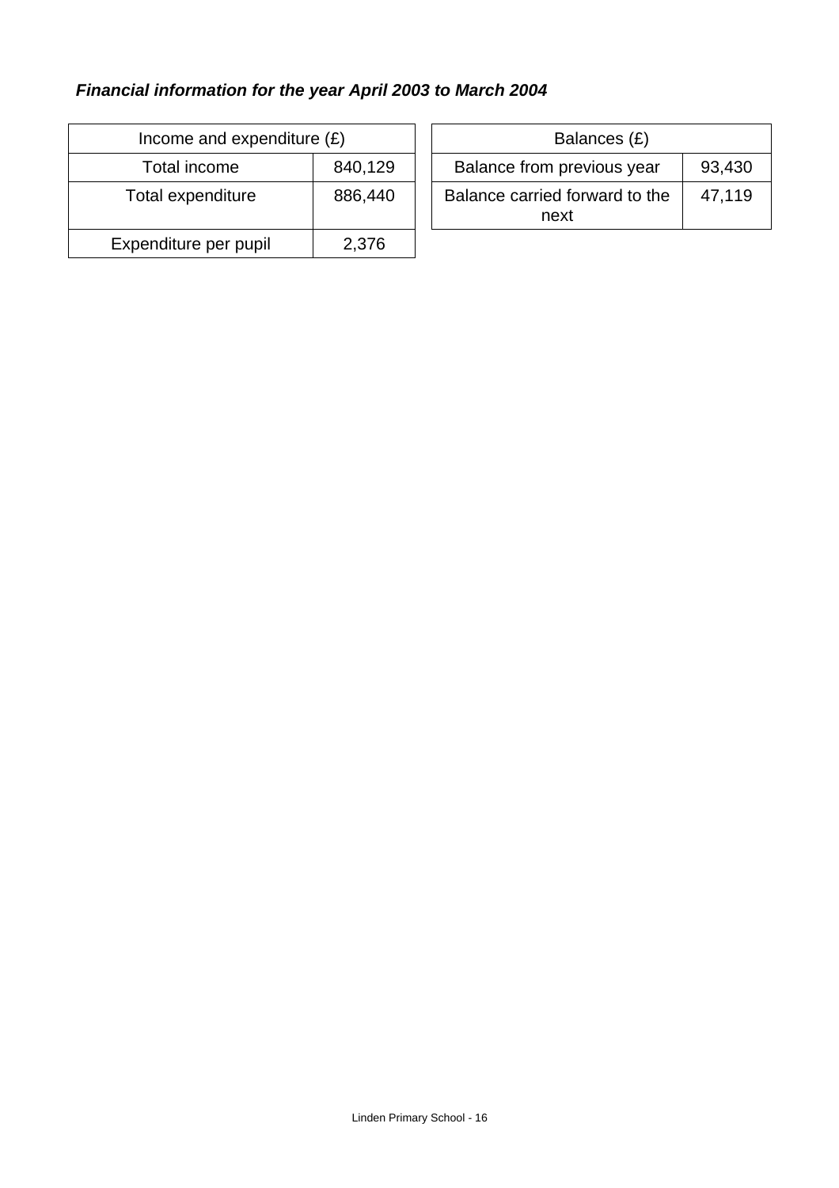***Financial information for the year April 2003 to March 2004***

| Income and expenditure (£) | |
|---|---|
| Total income | 840,129 |
| Total expenditure | 886,440 |
| Expenditure per pupil | 2,376 |

| Balances (£) | |
|---|---|
| Balance from previous year | 93,430 |
| Balance carried forward to the next | 47,119 |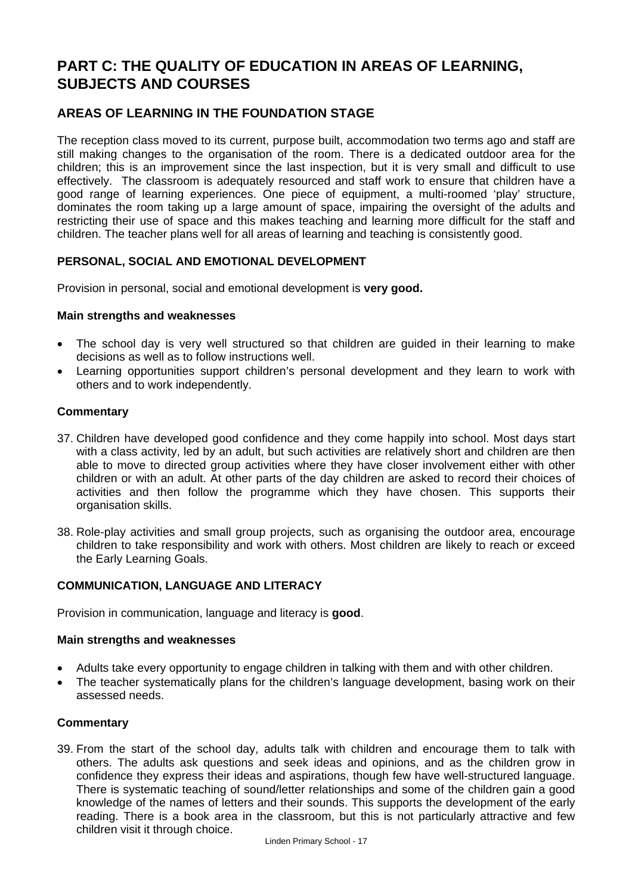# PART C: THE QUALITY OF EDUCATION IN AREAS OF LEARNING, SUBJECTS AND COURSES

## AREAS OF LEARNING IN THE FOUNDATION STAGE

The reception class moved to its current, purpose built, accommodation two terms ago and staff are still making changes to the organisation of the room. There is a dedicated outdoor area for the children; this is an improvement since the last inspection, but it is very small and difficult to use effectively. The classroom is adequately resourced and staff work to ensure that children have a good range of learning experiences. One piece of equipment, a multi-roomed 'play' structure, dominates the room taking up a large amount of space, impairing the oversight of the adults and restricting their use of space and this makes teaching and learning more difficult for the staff and children. The teacher plans well for all areas of learning and teaching is consistently good.

### PERSONAL, SOCIAL AND EMOTIONAL DEVELOPMENT

Provision in personal, social and emotional development is **very good.**

#### Main strengths and weaknesses

- The school day is very well structured so that children are guided in their learning to make decisions as well as to follow instructions well.
- Learning opportunities support children's personal development and they learn to work with others and to work independently.

#### Commentary

37. Children have developed good confidence and they come happily into school. Most days start with a class activity, led by an adult, but such activities are relatively short and children are then able to move to directed group activities where they have closer involvement either with other children or with an adult. At other parts of the day children are asked to record their choices of activities and then follow the programme which they have chosen. This supports their organisation skills.

38. Role-play activities and small group projects, such as organising the outdoor area, encourage children to take responsibility and work with others. Most children are likely to reach or exceed the Early Learning Goals.

### COMMUNICATION, LANGUAGE AND LITERACY

Provision in communication, language and literacy is **good**.

#### Main strengths and weaknesses

- Adults take every opportunity to engage children in talking with them and with other children.
- The teacher systematically plans for the children's language development, basing work on their assessed needs.

#### Commentary

39. From the start of the school day, adults talk with children and encourage them to talk with others. The adults ask questions and seek ideas and opinions, and as the children grow in confidence they express their ideas and aspirations, though few have well-structured language. There is systematic teaching of sound/letter relationships and some of the children gain a good knowledge of the names of letters and their sounds. This supports the development of the early reading. There is a book area in the classroom, but this is not particularly attractive and few children visit it through choice.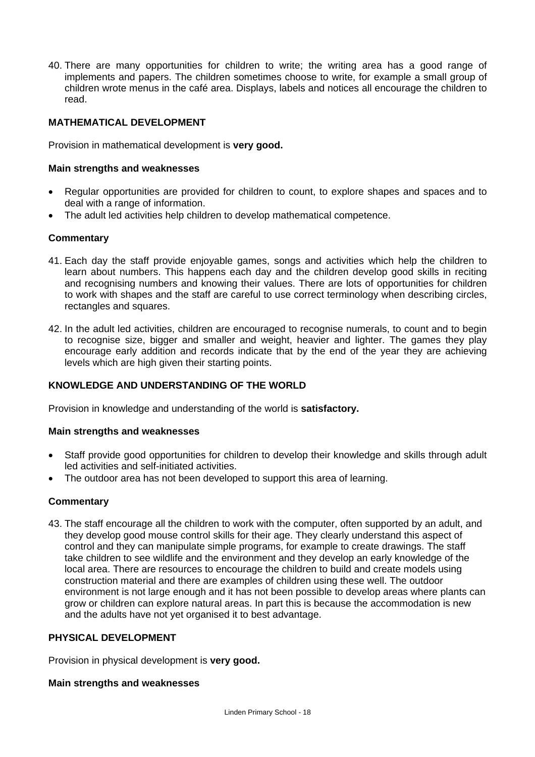40. There are many opportunities for children to write; the writing area has a good range of implements and papers. The children sometimes choose to write, for example a small group of children wrote menus in the café area. Displays, labels and notices all encourage the children to read.

### MATHEMATICAL DEVELOPMENT

Provision in mathematical development is **very good.**

#### Main strengths and weaknesses

- Regular opportunities are provided for children to count, to explore shapes and spaces and to deal with a range of information.
- The adult led activities help children to develop mathematical competence.

#### Commentary

41. Each day the staff provide enjoyable games, songs and activities which help the children to learn about numbers. This happens each day and the children develop good skills in reciting and recognising numbers and knowing their values. There are lots of opportunities for children to work with shapes and the staff are careful to use correct terminology when describing circles, rectangles and squares.

42. In the adult led activities, children are encouraged to recognise numerals, to count and to begin to recognise size, bigger and smaller and weight, heavier and lighter. The games they play encourage early addition and records indicate that by the end of the year they are achieving levels which are high given their starting points.

### KNOWLEDGE AND UNDERSTANDING OF THE WORLD

Provision in knowledge and understanding of the world is **satisfactory.**

#### Main strengths and weaknesses

- Staff provide good opportunities for children to develop their knowledge and skills through adult led activities and self-initiated activities.
- The outdoor area has not been developed to support this area of learning.

#### Commentary

43. The staff encourage all the children to work with the computer, often supported by an adult, and they develop good mouse control skills for their age. They clearly understand this aspect of control and they can manipulate simple programs, for example to create drawings. The staff take children to see wildlife and the environment and they develop an early knowledge of the local area. There are resources to encourage the children to build and create models using construction material and there are examples of children using these well. The outdoor environment is not large enough and it has not been possible to develop areas where plants can grow or children can explore natural areas. In part this is because the accommodation is new and the adults have not yet organised it to best advantage.

### PHYSICAL DEVELOPMENT

Provision in physical development is **very good.**

#### Main strengths and weaknesses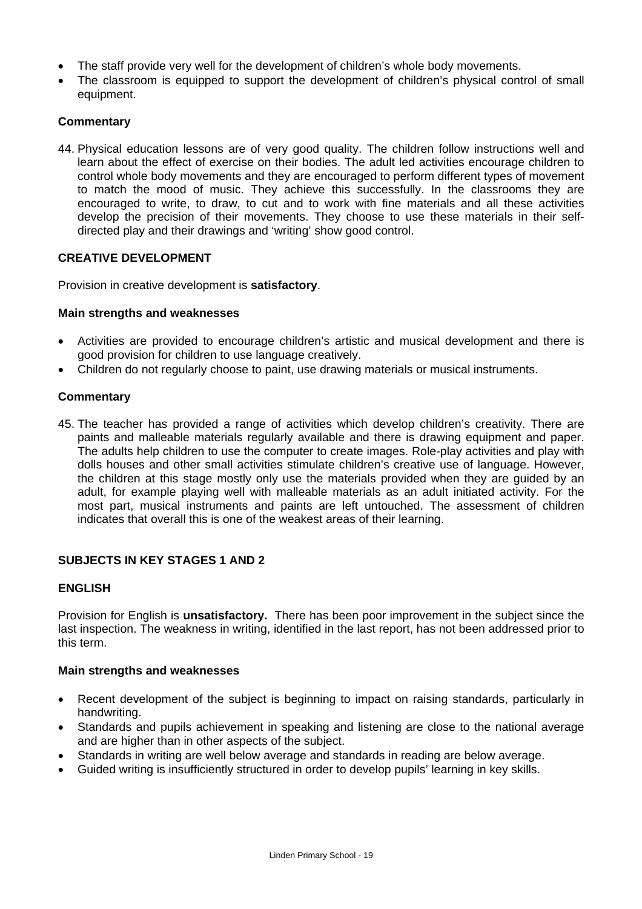- The staff provide very well for the development of children's whole body movements.
- The classroom is equipped to support the development of children's physical control of small equipment.

### Commentary

44. Physical education lessons are of very good quality. The children follow instructions well and learn about the effect of exercise on their bodies. The adult led activities encourage children to control whole body movements and they are encouraged to perform different types of movement to match the mood of music. They achieve this successfully. In the classrooms they are encouraged to write, to draw, to cut and to work with fine materials and all these activities develop the precision of their movements. They choose to use these materials in their self-directed play and their drawings and 'writing' show good control.

## CREATIVE DEVELOPMENT

Provision in creative development is **satisfactory**.

### Main strengths and weaknesses

- Activities are provided to encourage children's artistic and musical development and there is good provision for children to use language creatively.
- Children do not regularly choose to paint, use drawing materials or musical instruments.

### Commentary

45. The teacher has provided a range of activities which develop children's creativity. There are paints and malleable materials regularly available and there is drawing equipment and paper. The adults help children to use the computer to create images. Role-play activities and play with dolls houses and other small activities stimulate children's creative use of language. However, the children at this stage mostly only use the materials provided when they are guided by an adult, for example playing well with malleable materials as an adult initiated activity. For the most part, musical instruments and paints are left untouched. The assessment of children indicates that overall this is one of the weakest areas of their learning.

## SUBJECTS IN KEY STAGES 1 AND 2

## ENGLISH

Provision for English is **unsatisfactory.** There has been poor improvement in the subject since the last inspection. The weakness in writing, identified in the last report, has not been addressed prior to this term.

### Main strengths and weaknesses

- Recent development of the subject is beginning to impact on raising standards, particularly in handwriting.
- Standards and pupils achievement in speaking and listening are close to the national average and are higher than in other aspects of the subject.
- Standards in writing are well below average and standards in reading are below average.
- Guided writing is insufficiently structured in order to develop pupils' learning in key skills.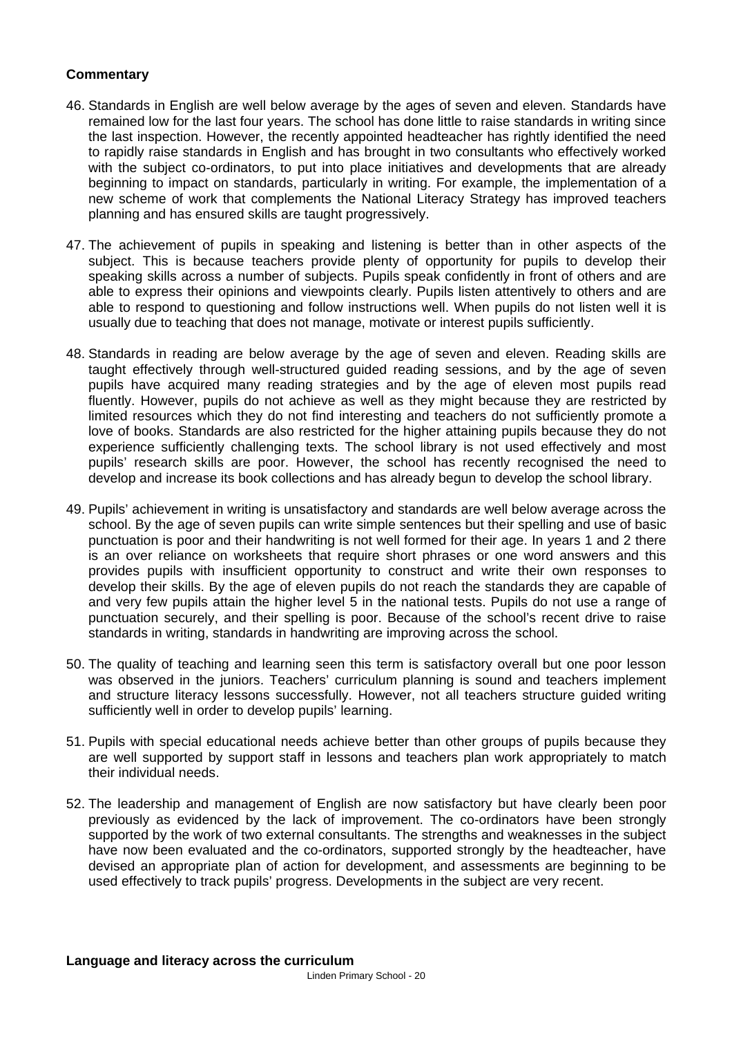**Commentary**

46. Standards in English are well below average by the ages of seven and eleven. Standards have remained low for the last four years. The school has done little to raise standards in writing since the last inspection. However, the recently appointed headteacher has rightly identified the need to rapidly raise standards in English and has brought in two consultants who effectively worked with the subject co-ordinators, to put into place initiatives and developments that are already beginning to impact on standards, particularly in writing. For example, the implementation of a new scheme of work that complements the National Literacy Strategy has improved teachers planning and has ensured skills are taught progressively.

47. The achievement of pupils in speaking and listening is better than in other aspects of the subject. This is because teachers provide plenty of opportunity for pupils to develop their speaking skills across a number of subjects. Pupils speak confidently in front of others and are able to express their opinions and viewpoints clearly. Pupils listen attentively to others and are able to respond to questioning and follow instructions well. When pupils do not listen well it is usually due to teaching that does not manage, motivate or interest pupils sufficiently.

48. Standards in reading are below average by the age of seven and eleven. Reading skills are taught effectively through well-structured guided reading sessions, and by the age of seven pupils have acquired many reading strategies and by the age of eleven most pupils read fluently. However, pupils do not achieve as well as they might because they are restricted by limited resources which they do not find interesting and teachers do not sufficiently promote a love of books. Standards are also restricted for the higher attaining pupils because they do not experience sufficiently challenging texts. The school library is not used effectively and most pupils' research skills are poor. However, the school has recently recognised the need to develop and increase its book collections and has already begun to develop the school library.

49. Pupils' achievement in writing is unsatisfactory and standards are well below average across the school. By the age of seven pupils can write simple sentences but their spelling and use of basic punctuation is poor and their handwriting is not well formed for their age. In years 1 and 2 there is an over reliance on worksheets that require short phrases or one word answers and this provides pupils with insufficient opportunity to construct and write their own responses to develop their skills. By the age of eleven pupils do not reach the standards they are capable of and very few pupils attain the higher level 5 in the national tests. Pupils do not use a range of punctuation securely, and their spelling is poor. Because of the school's recent drive to raise standards in writing, standards in handwriting are improving across the school.

50. The quality of teaching and learning seen this term is satisfactory overall but one poor lesson was observed in the juniors. Teachers' curriculum planning is sound and teachers implement and structure literacy lessons successfully. However, not all teachers structure guided writing sufficiently well in order to develop pupils' learning.

51. Pupils with special educational needs achieve better than other groups of pupils because they are well supported by support staff in lessons and teachers plan work appropriately to match their individual needs.

52. The leadership and management of English are now satisfactory but have clearly been poor previously as evidenced by the lack of improvement. The co-ordinators have been strongly supported by the work of two external consultants. The strengths and weaknesses in the subject have now been evaluated and the co-ordinators, supported strongly by the headteacher, have devised an appropriate plan of action for development, and assessments are beginning to be used effectively to track pupils' progress. Developments in the subject are very recent.

**Language and literacy across the curriculum**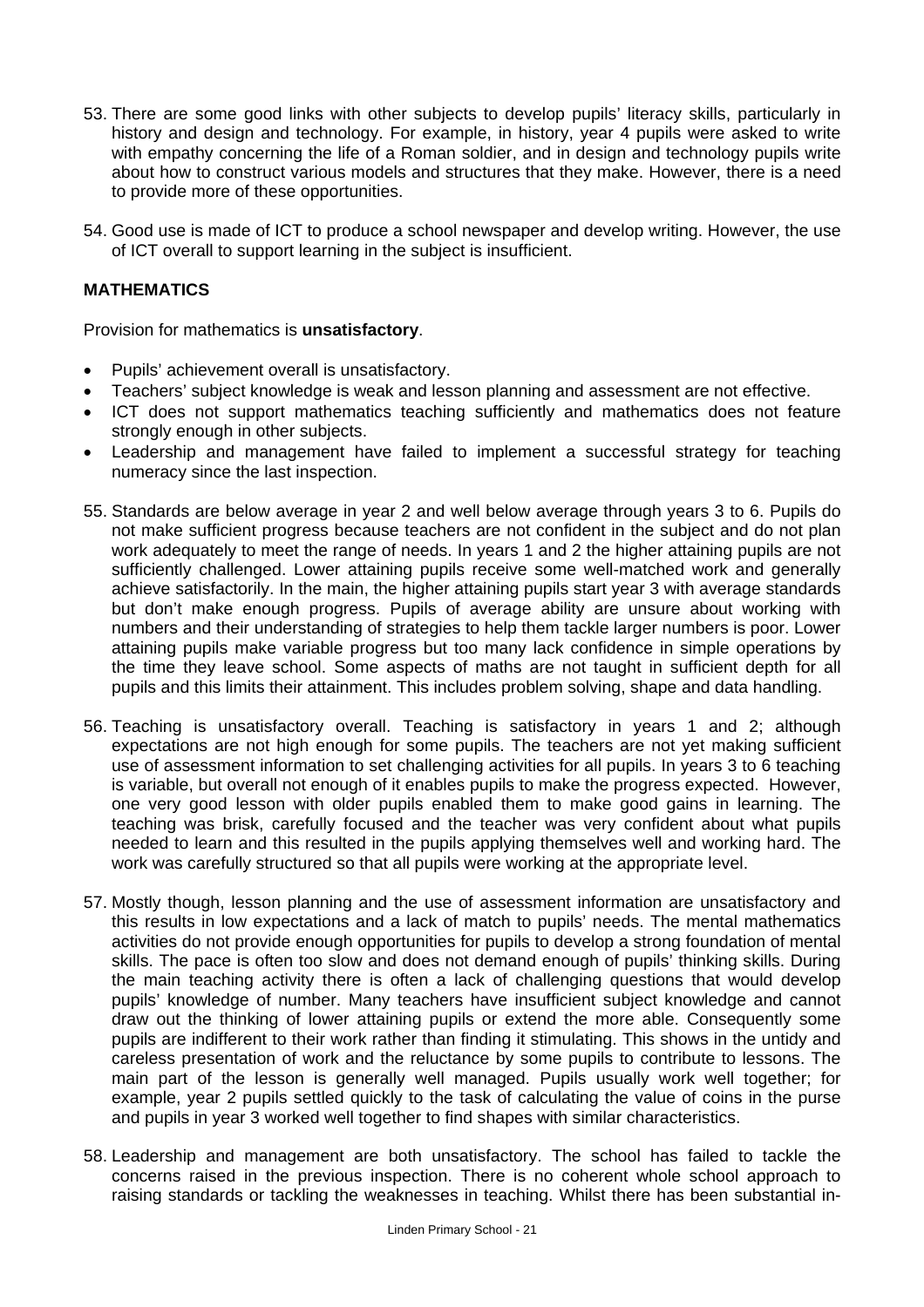53. There are some good links with other subjects to develop pupils' literacy skills, particularly in history and design and technology. For example, in history, year 4 pupils were asked to write with empathy concerning the life of a Roman soldier, and in design and technology pupils write about how to construct various models and structures that they make. However, there is a need to provide more of these opportunities.

54. Good use is made of ICT to produce a school newspaper and develop writing. However, the use of ICT overall to support learning in the subject is insufficient.

**MATHEMATICS**

Provision for mathematics is **unsatisfactory**.

- Pupils' achievement overall is unsatisfactory.
- Teachers' subject knowledge is weak and lesson planning and assessment are not effective.
- ICT does not support mathematics teaching sufficiently and mathematics does not feature strongly enough in other subjects.
- Leadership and management have failed to implement a successful strategy for teaching numeracy since the last inspection.

55. Standards are below average in year 2 and well below average through years 3 to 6. Pupils do not make sufficient progress because teachers are not confident in the subject and do not plan work adequately to meet the range of needs. In years 1 and 2 the higher attaining pupils are not sufficiently challenged. Lower attaining pupils receive some well-matched work and generally achieve satisfactorily. In the main, the higher attaining pupils start year 3 with average standards but don't make enough progress. Pupils of average ability are unsure about working with numbers and their understanding of strategies to help them tackle larger numbers is poor. Lower attaining pupils make variable progress but too many lack confidence in simple operations by the time they leave school. Some aspects of maths are not taught in sufficient depth for all pupils and this limits their attainment. This includes problem solving, shape and data handling.

56. Teaching is unsatisfactory overall. Teaching is satisfactory in years 1 and 2; although expectations are not high enough for some pupils. The teachers are not yet making sufficient use of assessment information to set challenging activities for all pupils. In years 3 to 6 teaching is variable, but overall not enough of it enables pupils to make the progress expected. However, one very good lesson with older pupils enabled them to make good gains in learning. The teaching was brisk, carefully focused and the teacher was very confident about what pupils needed to learn and this resulted in the pupils applying themselves well and working hard. The work was carefully structured so that all pupils were working at the appropriate level.

57. Mostly though, lesson planning and the use of assessment information are unsatisfactory and this results in low expectations and a lack of match to pupils' needs. The mental mathematics activities do not provide enough opportunities for pupils to develop a strong foundation of mental skills. The pace is often too slow and does not demand enough of pupils' thinking skills. During the main teaching activity there is often a lack of challenging questions that would develop pupils' knowledge of number. Many teachers have insufficient subject knowledge and cannot draw out the thinking of lower attaining pupils or extend the more able. Consequently some pupils are indifferent to their work rather than finding it stimulating. This shows in the untidy and careless presentation of work and the reluctance by some pupils to contribute to lessons. The main part of the lesson is generally well managed. Pupils usually work well together; for example, year 2 pupils settled quickly to the task of calculating the value of coins in the purse and pupils in year 3 worked well together to find shapes with similar characteristics.

58. Leadership and management are both unsatisfactory. The school has failed to tackle the concerns raised in the previous inspection. There is no coherent whole school approach to raising standards or tackling the weaknesses in teaching. Whilst there has been substantial in-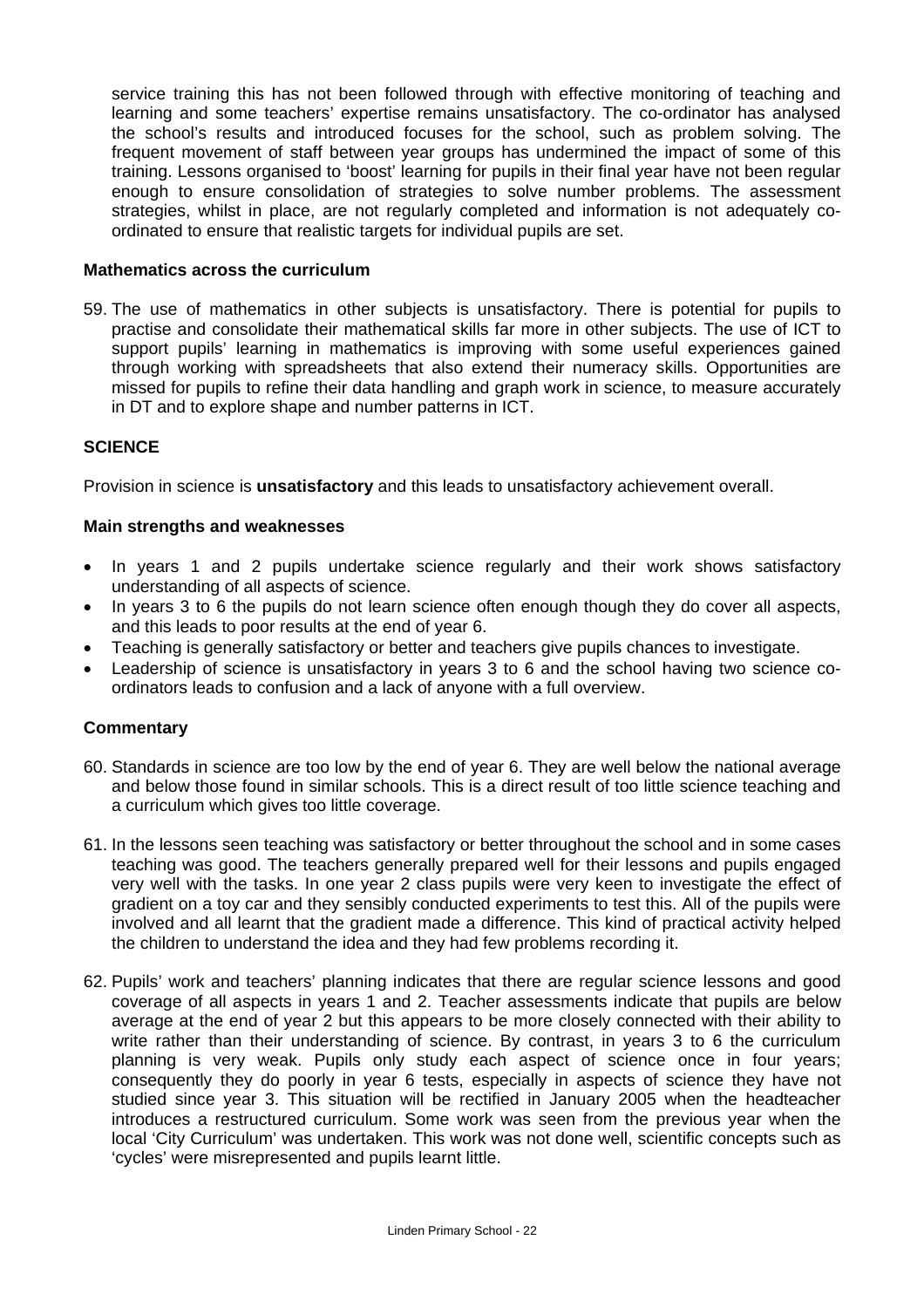service training this has not been followed through with effective monitoring of teaching and learning and some teachers' expertise remains unsatisfactory. The co-ordinator has analysed the school's results and introduced focuses for the school, such as problem solving. The frequent movement of staff between year groups has undermined the impact of some of this training. Lessons organised to 'boost' learning for pupils in their final year have not been regular enough to ensure consolidation of strategies to solve number problems. The assessment strategies, whilst in place, are not regularly completed and information is not adequately co-ordinated to ensure that realistic targets for individual pupils are set.

### Mathematics across the curriculum

59. The use of mathematics in other subjects is unsatisfactory. There is potential for pupils to practise and consolidate their mathematical skills far more in other subjects. The use of ICT to support pupils' learning in mathematics is improving with some useful experiences gained through working with spreadsheets that also extend their numeracy skills. Opportunities are missed for pupils to refine their data handling and graph work in science, to measure accurately in DT and to explore shape and number patterns in ICT.

## SCIENCE

Provision in science is **unsatisfactory** and this leads to unsatisfactory achievement overall.

### Main strengths and weaknesses

- In years 1 and 2 pupils undertake science regularly and their work shows satisfactory understanding of all aspects of science.
- In years 3 to 6 the pupils do not learn science often enough though they do cover all aspects, and this leads to poor results at the end of year 6.
- Teaching is generally satisfactory or better and teachers give pupils chances to investigate.
- Leadership of science is unsatisfactory in years 3 to 6 and the school having two science co-ordinators leads to confusion and a lack of anyone with a full overview.

### Commentary

60. Standards in science are too low by the end of year 6. They are well below the national average and below those found in similar schools. This is a direct result of too little science teaching and a curriculum which gives too little coverage.

61. In the lessons seen teaching was satisfactory or better throughout the school and in some cases teaching was good. The teachers generally prepared well for their lessons and pupils engaged very well with the tasks. In one year 2 class pupils were very keen to investigate the effect of gradient on a toy car and they sensibly conducted experiments to test this. All of the pupils were involved and all learnt that the gradient made a difference. This kind of practical activity helped the children to understand the idea and they had few problems recording it.

62. Pupils' work and teachers' planning indicates that there are regular science lessons and good coverage of all aspects in years 1 and 2. Teacher assessments indicate that pupils are below average at the end of year 2 but this appears to be more closely connected with their ability to write rather than their understanding of science. By contrast, in years 3 to 6 the curriculum planning is very weak. Pupils only study each aspect of science once in four years; consequently they do poorly in year 6 tests, especially in aspects of science they have not studied since year 3. This situation will be rectified in January 2005 when the headteacher introduces a restructured curriculum. Some work was seen from the previous year when the local 'City Curriculum' was undertaken. This work was not done well, scientific concepts such as 'cycles' were misrepresented and pupils learnt little.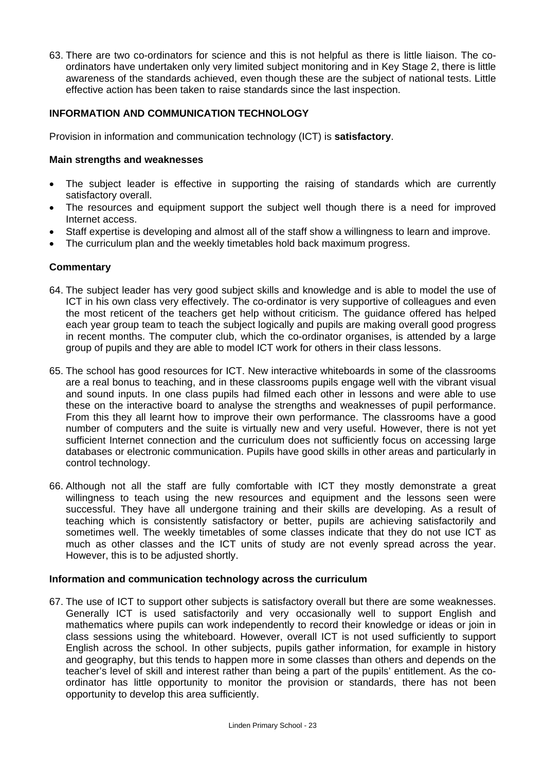63. There are two co-ordinators for science and this is not helpful as there is little liaison. The co-ordinators have undertaken only very limited subject monitoring and in Key Stage 2, there is little awareness of the standards achieved, even though these are the subject of national tests. Little effective action has been taken to raise standards since the last inspection.

## INFORMATION AND COMMUNICATION TECHNOLOGY

Provision in information and communication technology (ICT) is **satisfactory**.

### Main strengths and weaknesses

- The subject leader is effective in supporting the raising of standards which are currently satisfactory overall.
- The resources and equipment support the subject well though there is a need for improved Internet access.
- Staff expertise is developing and almost all of the staff show a willingness to learn and improve.
- The curriculum plan and the weekly timetables hold back maximum progress.

### Commentary

64. The subject leader has very good subject skills and knowledge and is able to model the use of ICT in his own class very effectively. The co-ordinator is very supportive of colleagues and even the most reticent of the teachers get help without criticism. The guidance offered has helped each year group team to teach the subject logically and pupils are making overall good progress in recent months. The computer club, which the co-ordinator organises, is attended by a large group of pupils and they are able to model ICT work for others in their class lessons.

65. The school has good resources for ICT. New interactive whiteboards in some of the classrooms are a real bonus to teaching, and in these classrooms pupils engage well with the vibrant visual and sound inputs. In one class pupils had filmed each other in lessons and were able to use these on the interactive board to analyse the strengths and weaknesses of pupil performance. From this they all learnt how to improve their own performance. The classrooms have a good number of computers and the suite is virtually new and very useful. However, there is not yet sufficient Internet connection and the curriculum does not sufficiently focus on accessing large databases or electronic communication. Pupils have good skills in other areas and particularly in control technology.

66. Although not all the staff are fully comfortable with ICT they mostly demonstrate a great willingness to teach using the new resources and equipment and the lessons seen were successful. They have all undergone training and their skills are developing. As a result of teaching which is consistently satisfactory or better, pupils are achieving satisfactorily and sometimes well. The weekly timetables of some classes indicate that they do not use ICT as much as other classes and the ICT units of study are not evenly spread across the year. However, this is to be adjusted shortly.

### Information and communication technology across the curriculum

67. The use of ICT to support other subjects is satisfactory overall but there are some weaknesses. Generally ICT is used satisfactorily and very occasionally well to support English and mathematics where pupils can work independently to record their knowledge or ideas or join in class sessions using the whiteboard. However, overall ICT is not used sufficiently to support English across the school. In other subjects, pupils gather information, for example in history and geography, but this tends to happen more in some classes than others and depends on the teacher's level of skill and interest rather than being a part of the pupils' entitlement. As the co-ordinator has little opportunity to monitor the provision or standards, there has not been opportunity to develop this area sufficiently.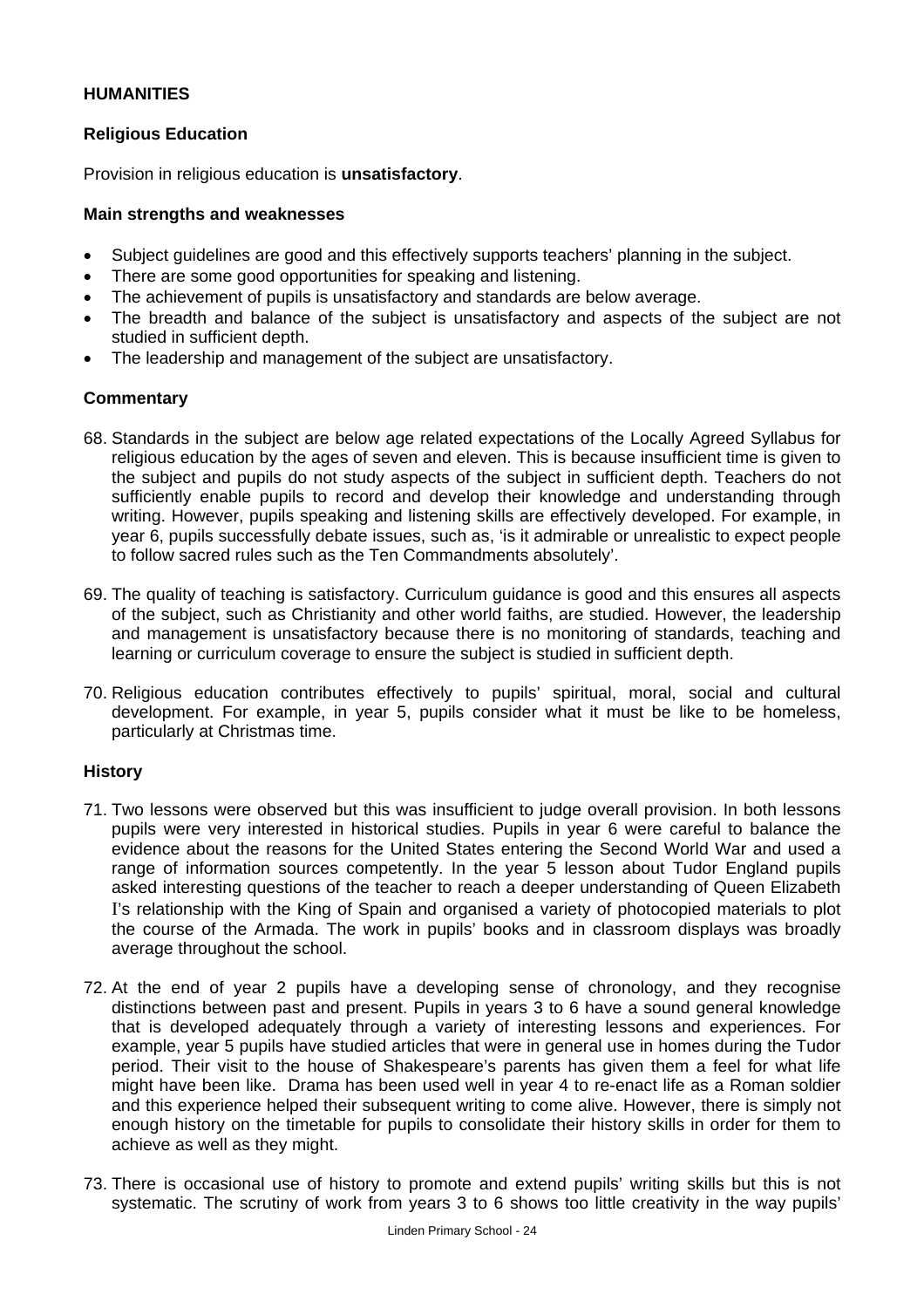## HUMANITIES

### Religious Education

Provision in religious education is **unsatisfactory**.

#### Main strengths and weaknesses

- Subject guidelines are good and this effectively supports teachers' planning in the subject.
- There are some good opportunities for speaking and listening.
- The achievement of pupils is unsatisfactory and standards are below average.
- The breadth and balance of the subject is unsatisfactory and aspects of the subject are not studied in sufficient depth.
- The leadership and management of the subject are unsatisfactory.

#### Commentary

68. Standards in the subject are below age related expectations of the Locally Agreed Syllabus for religious education by the ages of seven and eleven. This is because insufficient time is given to the subject and pupils do not study aspects of the subject in sufficient depth. Teachers do not sufficiently enable pupils to record and develop their knowledge and understanding through writing. However, pupils speaking and listening skills are effectively developed. For example, in year 6, pupils successfully debate issues, such as, 'is it admirable or unrealistic to expect people to follow sacred rules such as the Ten Commandments absolutely'.

69. The quality of teaching is satisfactory. Curriculum guidance is good and this ensures all aspects of the subject, such as Christianity and other world faiths, are studied. However, the leadership and management is unsatisfactory because there is no monitoring of standards, teaching and learning or curriculum coverage to ensure the subject is studied in sufficient depth.

70. Religious education contributes effectively to pupils' spiritual, moral, social and cultural development. For example, in year 5, pupils consider what it must be like to be homeless, particularly at Christmas time.

### History

71. Two lessons were observed but this was insufficient to judge overall provision. In both lessons pupils were very interested in historical studies. Pupils in year 6 were careful to balance the evidence about the reasons for the United States entering the Second World War and used a range of information sources competently. In the year 5 lesson about Tudor England pupils asked interesting questions of the teacher to reach a deeper understanding of Queen Elizabeth I's relationship with the King of Spain and organised a variety of photocopied materials to plot the course of the Armada. The work in pupils' books and in classroom displays was broadly average throughout the school.

72. At the end of year 2 pupils have a developing sense of chronology, and they recognise distinctions between past and present. Pupils in years 3 to 6 have a sound general knowledge that is developed adequately through a variety of interesting lessons and experiences. For example, year 5 pupils have studied articles that were in general use in homes during the Tudor period. Their visit to the house of Shakespeare's parents has given them a feel for what life might have been like. Drama has been used well in year 4 to re-enact life as a Roman soldier and this experience helped their subsequent writing to come alive. However, there is simply not enough history on the timetable for pupils to consolidate their history skills in order for them to achieve as well as they might.

73. There is occasional use of history to promote and extend pupils' writing skills but this is not systematic. The scrutiny of work from years 3 to 6 shows too little creativity in the way pupils'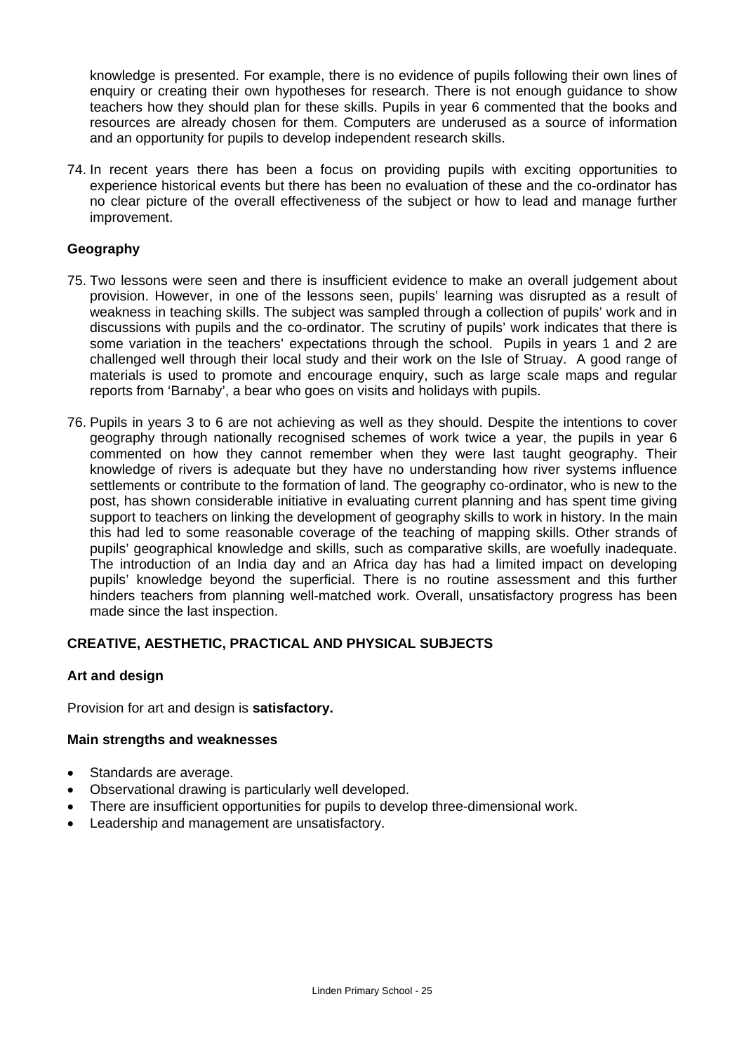knowledge is presented. For example, there is no evidence of pupils following their own lines of enquiry or creating their own hypotheses for research. There is not enough guidance to show teachers how they should plan for these skills. Pupils in year 6 commented that the books and resources are already chosen for them. Computers are underused as a source of information and an opportunity for pupils to develop independent research skills.

74. In recent years there has been a focus on providing pupils with exciting opportunities to experience historical events but there has been no evaluation of these and the co-ordinator has no clear picture of the overall effectiveness of the subject or how to lead and manage further improvement.

### Geography

75. Two lessons were seen and there is insufficient evidence to make an overall judgement about provision. However, in one of the lessons seen, pupils' learning was disrupted as a result of weakness in teaching skills. The subject was sampled through a collection of pupils' work and in discussions with pupils and the co-ordinator. The scrutiny of pupils' work indicates that there is some variation in the teachers' expectations through the school. Pupils in years 1 and 2 are challenged well through their local study and their work on the Isle of Struay. A good range of materials is used to promote and encourage enquiry, such as large scale maps and regular reports from 'Barnaby', a bear who goes on visits and holidays with pupils.

76. Pupils in years 3 to 6 are not achieving as well as they should. Despite the intentions to cover geography through nationally recognised schemes of work twice a year, the pupils in year 6 commented on how they cannot remember when they were last taught geography. Their knowledge of rivers is adequate but they have no understanding how river systems influence settlements or contribute to the formation of land. The geography co-ordinator, who is new to the post, has shown considerable initiative in evaluating current planning and has spent time giving support to teachers on linking the development of geography skills to work in history. In the main this had led to some reasonable coverage of the teaching of mapping skills. Other strands of pupils' geographical knowledge and skills, such as comparative skills, are woefully inadequate. The introduction of an India day and an Africa day has had a limited impact on developing pupils' knowledge beyond the superficial. There is no routine assessment and this further hinders teachers from planning well-matched work. Overall, unsatisfactory progress has been made since the last inspection.

## CREATIVE, AESTHETIC, PRACTICAL AND PHYSICAL SUBJECTS

### Art and design

Provision for art and design is **satisfactory.**

#### Main strengths and weaknesses

- Standards are average.
- Observational drawing is particularly well developed.
- There are insufficient opportunities for pupils to develop three-dimensional work.
- Leadership and management are unsatisfactory.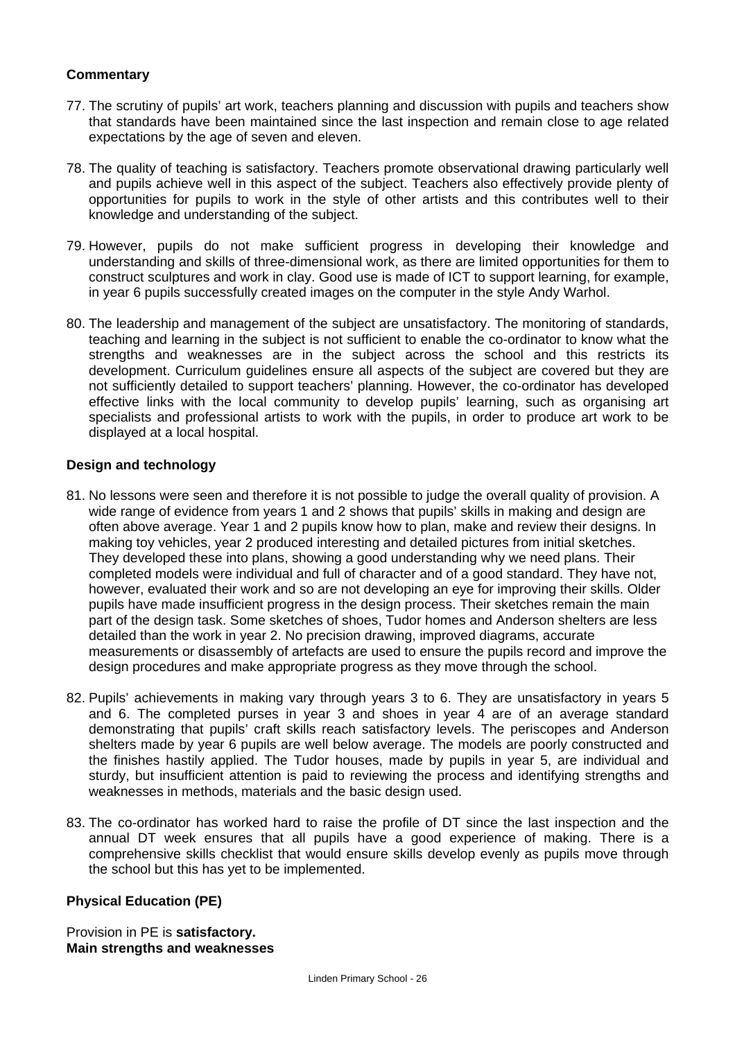**Commentary**

77. The scrutiny of pupils' art work, teachers planning and discussion with pupils and teachers show that standards have been maintained since the last inspection and remain close to age related expectations by the age of seven and eleven.

78. The quality of teaching is satisfactory. Teachers promote observational drawing particularly well and pupils achieve well in this aspect of the subject. Teachers also effectively provide plenty of opportunities for pupils to work in the style of other artists and this contributes well to their knowledge and understanding of the subject.

79. However, pupils do not make sufficient progress in developing their knowledge and understanding and skills of three-dimensional work, as there are limited opportunities for them to construct sculptures and work in clay. Good use is made of ICT to support learning, for example, in year 6 pupils successfully created images on the computer in the style Andy Warhol.

80. The leadership and management of the subject are unsatisfactory. The monitoring of standards, teaching and learning in the subject is not sufficient to enable the co-ordinator to know what the strengths and weaknesses are in the subject across the school and this restricts its development. Curriculum guidelines ensure all aspects of the subject are covered but they are not sufficiently detailed to support teachers' planning. However, the co-ordinator has developed effective links with the local community to develop pupils' learning, such as organising art specialists and professional artists to work with the pupils, in order to produce art work to be displayed at a local hospital.

**Design and technology**

81. No lessons were seen and therefore it is not possible to judge the overall quality of provision. A wide range of evidence from years 1 and 2 shows that pupils' skills in making and design are often above average. Year 1 and 2 pupils know how to plan, make and review their designs. In making toy vehicles, year 2 produced interesting and detailed pictures from initial sketches. They developed these into plans, showing a good understanding why we need plans. Their completed models were individual and full of character and of a good standard. They have not, however, evaluated their work and so are not developing an eye for improving their skills. Older pupils have made insufficient progress in the design process. Their sketches remain the main part of the design task. Some sketches of shoes, Tudor homes and Anderson shelters are less detailed than the work in year 2. No precision drawing, improved diagrams, accurate measurements or disassembly of artefacts are used to ensure the pupils record and improve the design procedures and make appropriate progress as they move through the school.

82. Pupils' achievements in making vary through years 3 to 6. They are unsatisfactory in years 5 and 6. The completed purses in year 3 and shoes in year 4 are of an average standard demonstrating that pupils' craft skills reach satisfactory levels. The periscopes and Anderson shelters made by year 6 pupils are well below average. The models are poorly constructed and the finishes hastily applied. The Tudor houses, made by pupils in year 5, are individual and sturdy, but insufficient attention is paid to reviewing the process and identifying strengths and weaknesses in methods, materials and the basic design used.

83. The co-ordinator has worked hard to raise the profile of DT since the last inspection and the annual DT week ensures that all pupils have a good experience of making. There is a comprehensive skills checklist that would ensure skills develop evenly as pupils move through the school but this has yet to be implemented.

**Physical Education (PE)**

Provision in PE is **satisfactory.**
**Main strengths and weaknesses**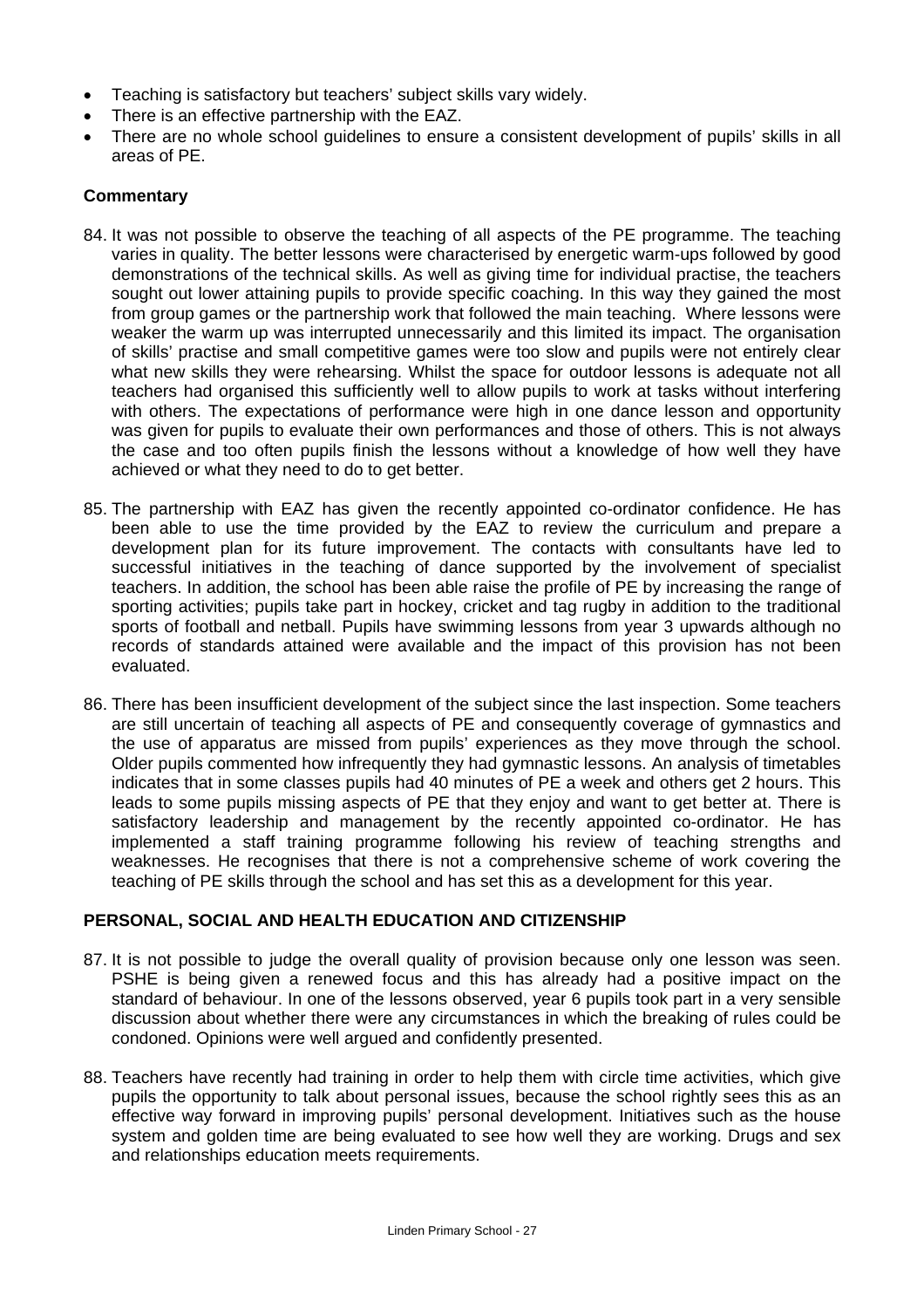- Teaching is satisfactory but teachers' subject skills vary widely.
- There is an effective partnership with the EAZ.
- There are no whole school guidelines to ensure a consistent development of pupils' skills in all areas of PE.

### Commentary

84. It was not possible to observe the teaching of all aspects of the PE programme. The teaching varies in quality. The better lessons were characterised by energetic warm-ups followed by good demonstrations of the technical skills. As well as giving time for individual practise, the teachers sought out lower attaining pupils to provide specific coaching. In this way they gained the most from group games or the partnership work that followed the main teaching. Where lessons were weaker the warm up was interrupted unnecessarily and this limited its impact. The organisation of skills' practise and small competitive games were too slow and pupils were not entirely clear what new skills they were rehearsing. Whilst the space for outdoor lessons is adequate not all teachers had organised this sufficiently well to allow pupils to work at tasks without interfering with others. The expectations of performance were high in one dance lesson and opportunity was given for pupils to evaluate their own performances and those of others. This is not always the case and too often pupils finish the lessons without a knowledge of how well they have achieved or what they need to do to get better.

85. The partnership with EAZ has given the recently appointed co-ordinator confidence. He has been able to use the time provided by the EAZ to review the curriculum and prepare a development plan for its future improvement. The contacts with consultants have led to successful initiatives in the teaching of dance supported by the involvement of specialist teachers. In addition, the school has been able raise the profile of PE by increasing the range of sporting activities; pupils take part in hockey, cricket and tag rugby in addition to the traditional sports of football and netball. Pupils have swimming lessons from year 3 upwards although no records of standards attained were available and the impact of this provision has not been evaluated.

86. There has been insufficient development of the subject since the last inspection. Some teachers are still uncertain of teaching all aspects of PE and consequently coverage of gymnastics and the use of apparatus are missed from pupils' experiences as they move through the school. Older pupils commented how infrequently they had gymnastic lessons. An analysis of timetables indicates that in some classes pupils had 40 minutes of PE a week and others get 2 hours. This leads to some pupils missing aspects of PE that they enjoy and want to get better at. There is satisfactory leadership and management by the recently appointed co-ordinator. He has implemented a staff training programme following his review of teaching strengths and weaknesses. He recognises that there is not a comprehensive scheme of work covering the teaching of PE skills through the school and has set this as a development for this year.

## PERSONAL, SOCIAL AND HEALTH EDUCATION AND CITIZENSHIP

87. It is not possible to judge the overall quality of provision because only one lesson was seen. PSHE is being given a renewed focus and this has already had a positive impact on the standard of behaviour. In one of the lessons observed, year 6 pupils took part in a very sensible discussion about whether there were any circumstances in which the breaking of rules could be condoned. Opinions were well argued and confidently presented.

88. Teachers have recently had training in order to help them with circle time activities, which give pupils the opportunity to talk about personal issues, because the school rightly sees this as an effective way forward in improving pupils' personal development. Initiatives such as the house system and golden time are being evaluated to see how well they are working. Drugs and sex and relationships education meets requirements.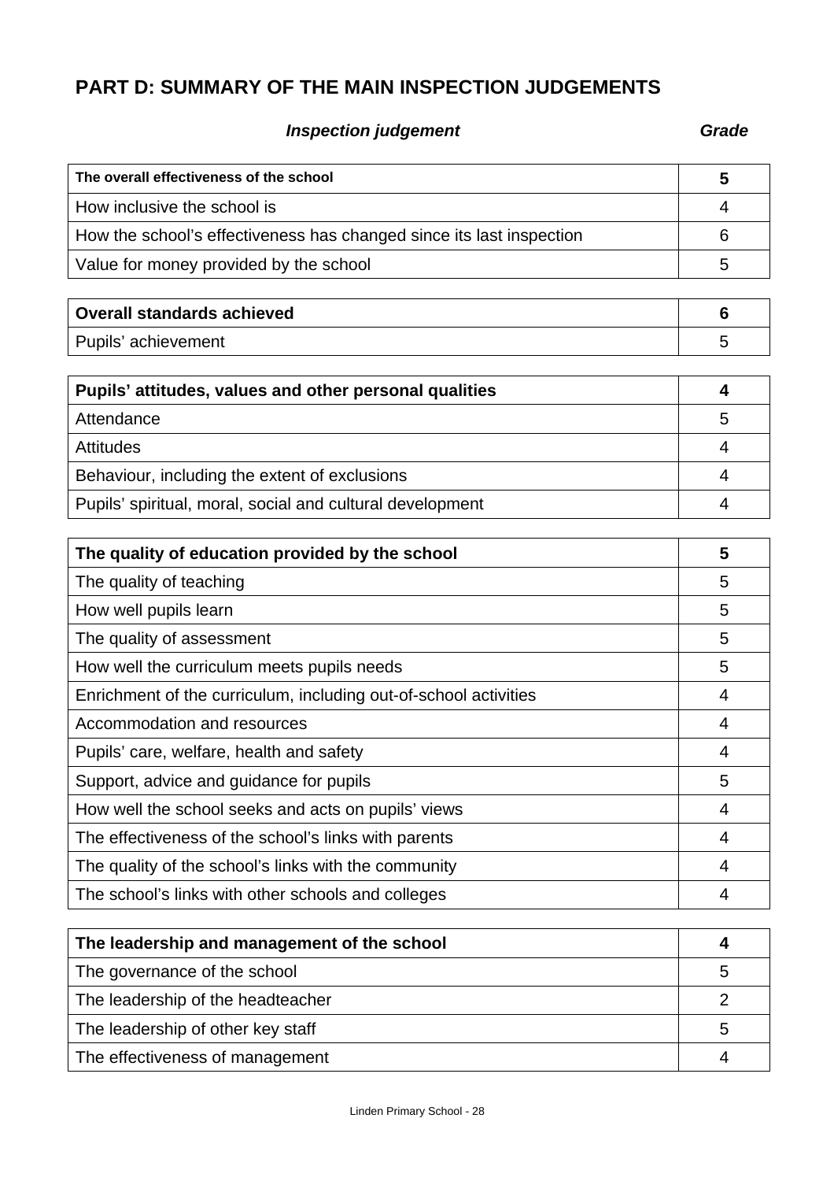## PART D: SUMMARY OF THE MAIN INSPECTION JUDGEMENTS

| *Inspection judgement* | *Grade* |
|---|---|
| **The overall effectiveness of the school** | **5** |
| How inclusive the school is | 4 |
| How the school's effectiveness has changed since its last inspection | 6 |
| Value for money provided by the school | 5 |

| | |
|---|---|
| **Overall standards achieved** | **6** |
| Pupils' achievement | 5 |

| | |
|---|---|
| **Pupils' attitudes, values and other personal qualities** | **4** |
| Attendance | 5 |
| Attitudes | 4 |
| Behaviour, including the extent of exclusions | 4 |
| Pupils' spiritual, moral, social and cultural development | 4 |

| | |
|---|---|
| **The quality of education provided by the school** | **5** |
| The quality of teaching | 5 |
| How well pupils learn | 5 |
| The quality of assessment | 5 |
| How well the curriculum meets pupils needs | 5 |
| Enrichment of the curriculum, including out-of-school activities | 4 |
| Accommodation and resources | 4 |
| Pupils' care, welfare, health and safety | 4 |
| Support, advice and guidance for pupils | 5 |
| How well the school seeks and acts on pupils' views | 4 |
| The effectiveness of the school's links with parents | 4 |
| The quality of the school's links with the community | 4 |
| The school's links with other schools and colleges | 4 |

| | |
|---|---|
| **The leadership and management of the school** | **4** |
| The governance of the school | 5 |
| The leadership of the headteacher | 2 |
| The leadership of other key staff | 5 |
| The effectiveness of management | 4 |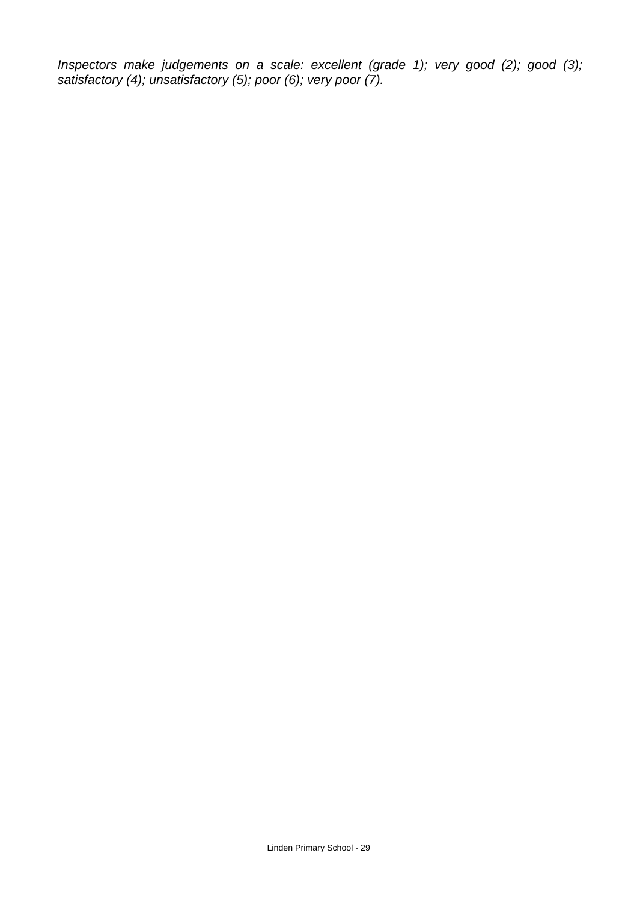*Inspectors make judgements on a scale: excellent (grade 1); very good (2); good (3); satisfactory (4); unsatisfactory (5); poor (6); very poor (7).*